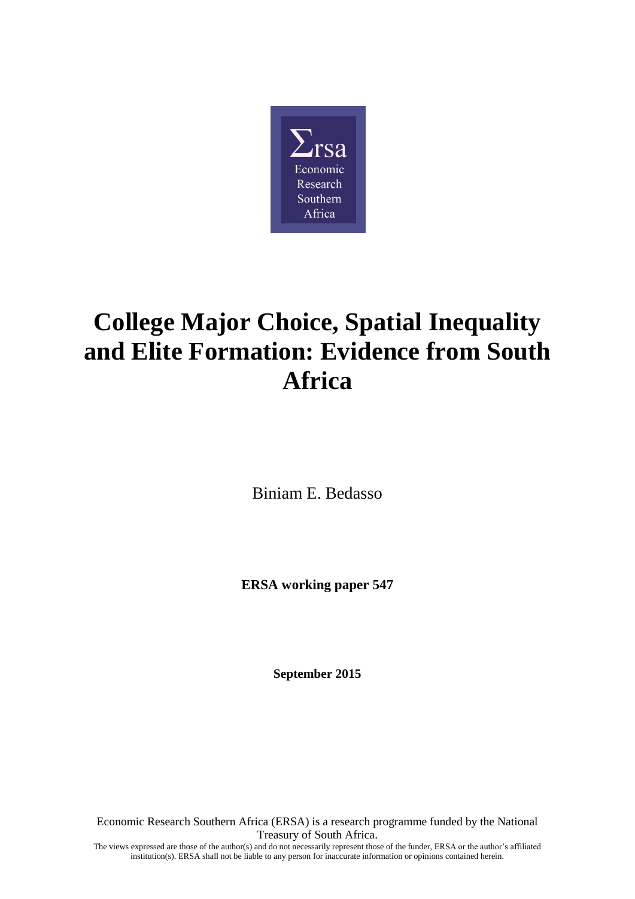Σrsa
Economic
Research
Southern
Africa

# College Major Choice, Spatial Inequality and Elite Formation: Evidence from South Africa

Biniam E. Bedasso

**ERSA working paper 547**

**September 2015**

Economic Research Southern Africa (ERSA) is a research programme funded by the National Treasury of South Africa.

The views expressed are those of the author(s) and do not necessarily represent those of the funder, ERSA or the author's affiliated institution(s). ERSA shall not be liable to any person for inaccurate information or opinions contained herein.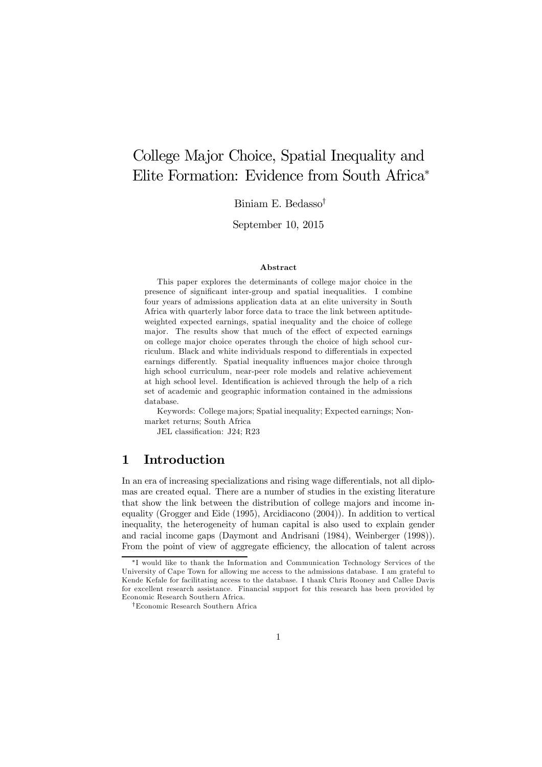# College Major Choice, Spatial Inequality and Elite Formation: Evidence from South Africa*

Biniam E. Bedasso†

September 10, 2015

#### Abstract

This paper explores the determinants of college major choice in the presence of significant inter-group and spatial inequalities. I combine four years of admissions application data at an elite university in South Africa with quarterly labor force data to trace the link between aptitude-weighted expected earnings, spatial inequality and the choice of college major. The results show that much of the effect of expected earnings on college major choice operates through the choice of high school curriculum. Black and white individuals respond to differentials in expected earnings differently. Spatial inequality influences major choice through high school curriculum, near-peer role models and relative achievement at high school level. Identification is achieved through the help of a rich set of academic and geographic information contained in the admissions database.

Keywords: College majors; Spatial inequality; Expected earnings; Non-market returns; South Africa

JEL classification: J24; R23

## 1 Introduction

In an era of increasing specializations and rising wage differentials, not all diplomas are created equal. There are a number of studies in the existing literature that show the link between the distribution of college majors and income inequality (Grogger and Eide (1995), Arcidiacono (2004)). In addition to vertical inequality, the heterogeneity of human capital is also used to explain gender and racial income gaps (Daymont and Andrisani (1984), Weinberger (1998)). From the point of view of aggregate efficiency, the allocation of talent across

---

*I would like to thank the Information and Communication Technology Services of the University of Cape Town for allowing me access to the admissions database. I am grateful to Kende Kefale for facilitating access to the database. I thank Chris Rooney and Callee Davis for excellent research assistance. Financial support for this research has been provided by Economic Research Southern Africa.

†Economic Research Southern Africa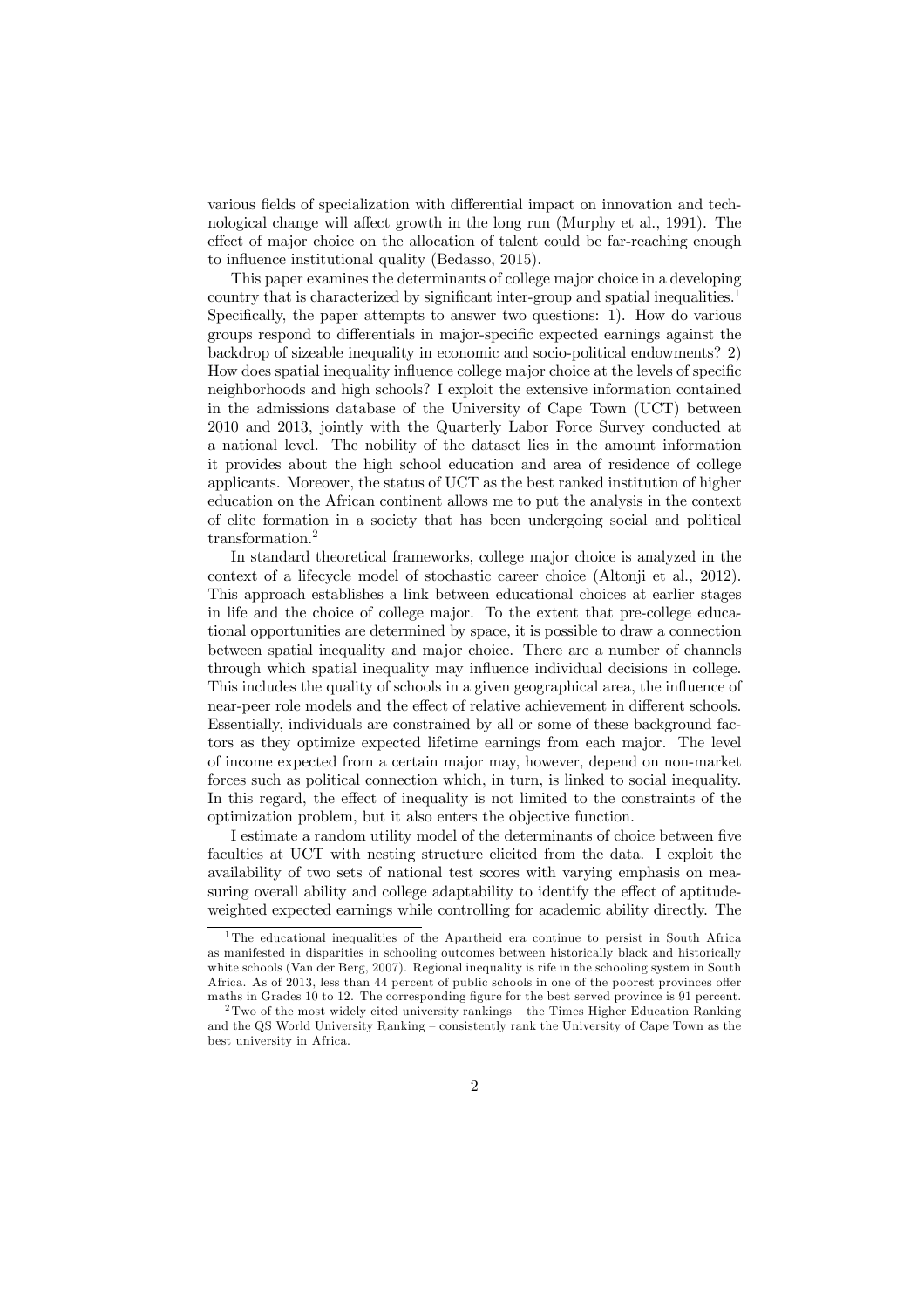various fields of specialization with differential impact on innovation and technological change will affect growth in the long run (Murphy et al., 1991). The effect of major choice on the allocation of talent could be far-reaching enough to influence institutional quality (Bedasso, 2015).

This paper examines the determinants of college major choice in a developing country that is characterized by significant inter-group and spatial inequalities.[1] Specifically, the paper attempts to answer two questions: 1). How do various groups respond to differentials in major-specific expected earnings against the backdrop of sizeable inequality in economic and socio-political endowments? 2) How does spatial inequality influence college major choice at the levels of specific neighborhoods and high schools? I exploit the extensive information contained in the admissions database of the University of Cape Town (UCT) between 2010 and 2013, jointly with the Quarterly Labor Force Survey conducted at a national level. The nobility of the dataset lies in the amount information it provides about the high school education and area of residence of college applicants. Moreover, the status of UCT as the best ranked institution of higher education on the African continent allows me to put the analysis in the context of elite formation in a society that has been undergoing social and political transformation.[2]

In standard theoretical frameworks, college major choice is analyzed in the context of a lifecycle model of stochastic career choice (Altonji et al., 2012). This approach establishes a link between educational choices at earlier stages in life and the choice of college major. To the extent that pre-college educational opportunities are determined by space, it is possible to draw a connection between spatial inequality and major choice. There are a number of channels through which spatial inequality may influence individual decisions in college. This includes the quality of schools in a given geographical area, the influence of near-peer role models and the effect of relative achievement in different schools. Essentially, individuals are constrained by all or some of these background factors as they optimize expected lifetime earnings from each major. The level of income expected from a certain major may, however, depend on non-market forces such as political connection which, in turn, is linked to social inequality. In this regard, the effect of inequality is not limited to the constraints of the optimization problem, but it also enters the objective function.

I estimate a random utility model of the determinants of choice between five faculties at UCT with nesting structure elicited from the data. I exploit the availability of two sets of national test scores with varying emphasis on measuring overall ability and college adaptability to identify the effect of aptitude-weighted expected earnings while controlling for academic ability directly. The

---

[1] The educational inequalities of the Apartheid era continue to persist in South Africa as manifested in disparities in schooling outcomes between historically black and historically white schools (Van der Berg, 2007). Regional inequality is rife in the schooling system in South Africa. As of 2013, less than 44 percent of public schools in one of the poorest provinces offer maths in Grades 10 to 12. The corresponding figure for the best served province is 91 percent.

[2] Two of the most widely cited university rankings – the Times Higher Education Ranking and the QS World University Ranking – consistently rank the University of Cape Town as the best university in Africa.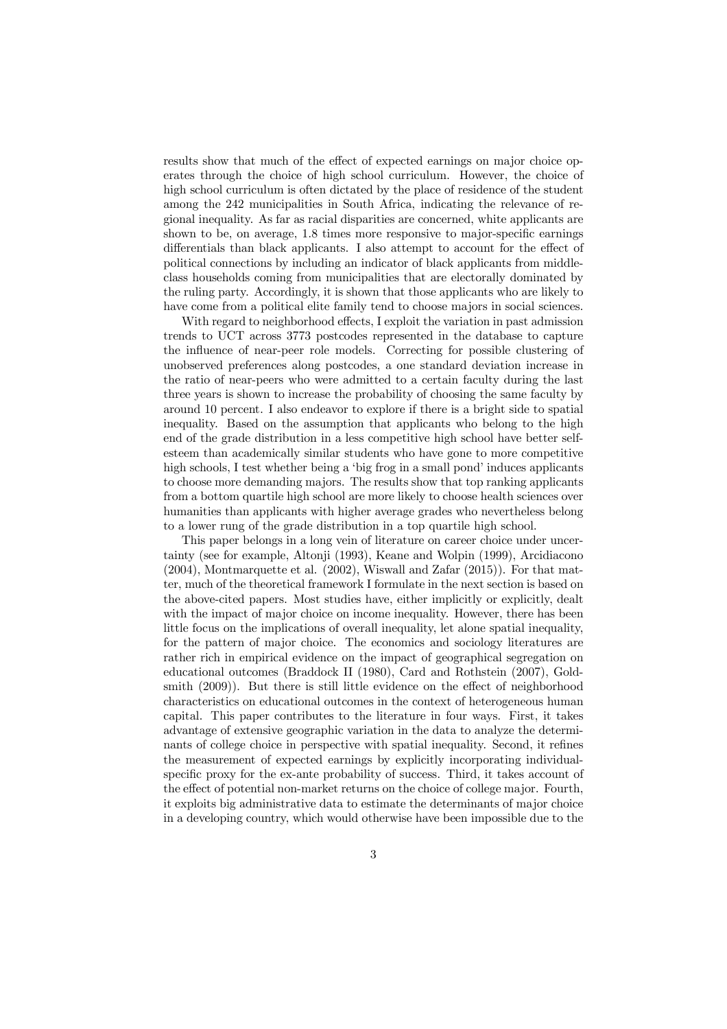results show that much of the effect of expected earnings on major choice operates through the choice of high school curriculum. However, the choice of high school curriculum is often dictated by the place of residence of the student among the 242 municipalities in South Africa, indicating the relevance of regional inequality. As far as racial disparities are concerned, white applicants are shown to be, on average, 1.8 times more responsive to major-specific earnings differentials than black applicants. I also attempt to account for the effect of political connections by including an indicator of black applicants from middle-class households coming from municipalities that are electorally dominated by the ruling party. Accordingly, it is shown that those applicants who are likely to have come from a political elite family tend to choose majors in social sciences.

With regard to neighborhood effects, I exploit the variation in past admission trends to UCT across 3773 postcodes represented in the database to capture the influence of near-peer role models. Correcting for possible clustering of unobserved preferences along postcodes, a one standard deviation increase in the ratio of near-peers who were admitted to a certain faculty during the last three years is shown to increase the probability of choosing the same faculty by around 10 percent. I also endeavor to explore if there is a bright side to spatial inequality. Based on the assumption that applicants who belong to the high end of the grade distribution in a less competitive high school have better self-esteem than academically similar students who have gone to more competitive high schools, I test whether being a 'big frog in a small pond' induces applicants to choose more demanding majors. The results show that top ranking applicants from a bottom quartile high school are more likely to choose health sciences over humanities than applicants with higher average grades who nevertheless belong to a lower rung of the grade distribution in a top quartile high school.

This paper belongs in a long vein of literature on career choice under uncertainty (see for example, Altonji (1993), Keane and Wolpin (1999), Arcidiacono (2004), Montmarquette et al. (2002), Wiswall and Zafar (2015)). For that matter, much of the theoretical framework I formulate in the next section is based on the above-cited papers. Most studies have, either implicitly or explicitly, dealt with the impact of major choice on income inequality. However, there has been little focus on the implications of overall inequality, let alone spatial inequality, for the pattern of major choice. The economics and sociology literatures are rather rich in empirical evidence on the impact of geographical segregation on educational outcomes (Braddock II (1980), Card and Rothstein (2007), Goldsmith (2009)). But there is still little evidence on the effect of neighborhood characteristics on educational outcomes in the context of heterogeneous human capital. This paper contributes to the literature in four ways. First, it takes advantage of extensive geographic variation in the data to analyze the determinants of college choice in perspective with spatial inequality. Second, it refines the measurement of expected earnings by explicitly incorporating individual-specific proxy for the ex-ante probability of success. Third, it takes account of the effect of potential non-market returns on the choice of college major. Fourth, it exploits big administrative data to estimate the determinants of major choice in a developing country, which would otherwise have been impossible due to the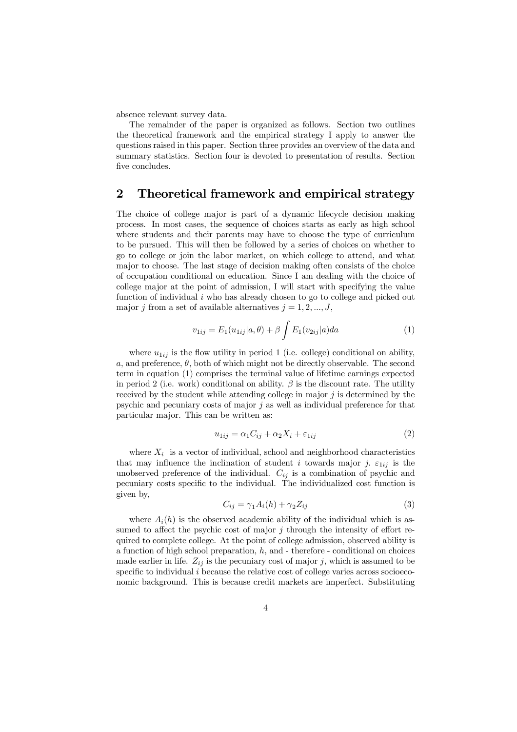absence relevant survey data.

The remainder of the paper is organized as follows. Section two outlines the theoretical framework and the empirical strategy I apply to answer the questions raised in this paper. Section three provides an overview of the data and summary statistics. Section four is devoted to presentation of results. Section five concludes.

## 2 Theoretical framework and empirical strategy

The choice of college major is part of a dynamic lifecycle decision making process. In most cases, the sequence of choices starts as early as high school where students and their parents may have to choose the type of curriculum to be pursued. This will then be followed by a series of choices on whether to go to college or join the labor market, on which college to attend, and what major to choose. The last stage of decision making often consists of the choice of occupation conditional on education. Since I am dealing with the choice of college major at the point of admission, I will start with specifying the value function of individual $i$ who has already chosen to go to college and picked out major $j$ from a set of available alternatives $j = 1, 2, ..., J$,

$$v_{1ij} = E_1(u_{1ij}|a, \theta) + \beta \int E_1(v_{2ij}|a)da \tag{1}$$

where $u_{1ij}$ is the flow utility in period 1 (i.e. college) conditional on ability, $a$, and preference, $\theta$, both of which might not be directly observable. The second term in equation (1) comprises the terminal value of lifetime earnings expected in period 2 (i.e. work) conditional on ability. $\beta$ is the discount rate. The utility received by the student while attending college in major $j$ is determined by the psychic and pecuniary costs of major $j$ as well as individual preference for that particular major. This can be written as:

$$u_{1ij} = \alpha_1 C_{ij} + \alpha_2 X_i + \varepsilon_{1ij} \tag{2}$$

where $X_i$ is a vector of individual, school and neighborhood characteristics that may influence the inclination of student $i$ towards major $j$. $\varepsilon_{1ij}$ is the unobserved preference of the individual. $C_{ij}$ is a combination of psychic and pecuniary costs specific to the individual. The individualized cost function is given by,

$$C_{ij} = \gamma_1 A_i(h) + \gamma_2 Z_{ij} \tag{3}$$

where $A_i(h)$ is the observed academic ability of the individual which is assumed to affect the psychic cost of major $j$ through the intensity of effort required to complete college. At the point of college admission, observed ability is a function of high school preparation, $h$, and - therefore - conditional on choices made earlier in life. $Z_{ij}$ is the pecuniary cost of major $j$, which is assumed to be specific to individual $i$ because the relative cost of college varies across socioeconomic background. This is because credit markets are imperfect. Substituting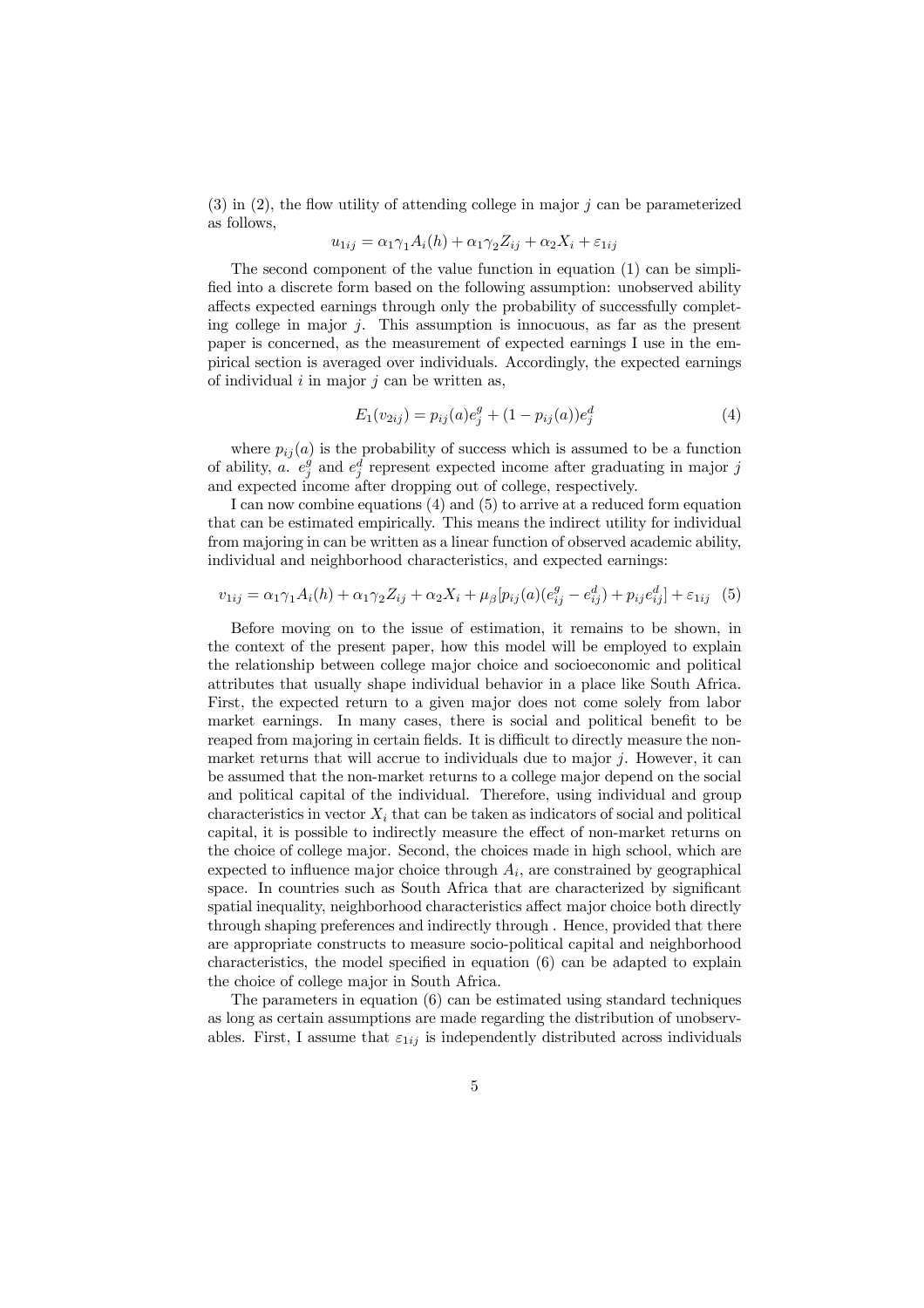(3) in (2), the flow utility of attending college in major $j$ can be parameterized as follows,

$$u_{1ij} = \alpha_1 \gamma_1 A_i(h) + \alpha_1 \gamma_2 Z_{ij} + \alpha_2 X_i + \varepsilon_{1ij}$$

The second component of the value function in equation (1) can be simplified into a discrete form based on the following assumption: unobserved ability affects expected earnings through only the probability of successfully completing college in major $j$. This assumption is innocuous, as far as the present paper is concerned, as the measurement of expected earnings I use in the empirical section is averaged over individuals. Accordingly, the expected earnings of individual $i$ in major $j$ can be written as,

$$E_1(v_{2ij}) = p_{ij}(a) e_j^g + (1 - p_{ij}(a)) e_j^d \tag{4}$$

where $p_{ij}(a)$ is the probability of success which is assumed to be a function of ability, $a$. $e_j^g$ and $e_j^d$ represent expected income after graduating in major $j$ and expected income after dropping out of college, respectively.

I can now combine equations (4) and (5) to arrive at a reduced form equation that can be estimated empirically. This means the indirect utility for individual from majoring in can be written as a linear function of observed academic ability, individual and neighborhood characteristics, and expected earnings:

$$v_{1ij} = \alpha_1 \gamma_1 A_i(h) + \alpha_1 \gamma_2 Z_{ij} + \alpha_2 X_i + \mu_\beta [p_{ij}(a)(e_{ij}^g - e_{ij}^d) + p_{ij} e_{ij}^d] + \varepsilon_{1ij} \tag{5}$$

Before moving on to the issue of estimation, it remains to be shown, in the context of the present paper, how this model will be employed to explain the relationship between college major choice and socioeconomic and political attributes that usually shape individual behavior in a place like South Africa. First, the expected return to a given major does not come solely from labor market earnings. In many cases, there is social and political benefit to be reaped from majoring in certain fields. It is difficult to directly measure the non-market returns that will accrue to individuals due to major $j$. However, it can be assumed that the non-market returns to a college major depend on the social and political capital of the individual. Therefore, using individual and group characteristics in vector $X_i$ that can be taken as indicators of social and political capital, it is possible to indirectly measure the effect of non-market returns on the choice of college major. Second, the choices made in high school, which are expected to influence major choice through $A_i$, are constrained by geographical space. In countries such as South Africa that are characterized by significant spatial inequality, neighborhood characteristics affect major choice both directly through shaping preferences and indirectly through . Hence, provided that there are appropriate constructs to measure socio-political capital and neighborhood characteristics, the model specified in equation (6) can be adapted to explain the choice of college major in South Africa.

The parameters in equation (6) can be estimated using standard techniques as long as certain assumptions are made regarding the distribution of unobservables. First, I assume that $\varepsilon_{1ij}$ is independently distributed across individuals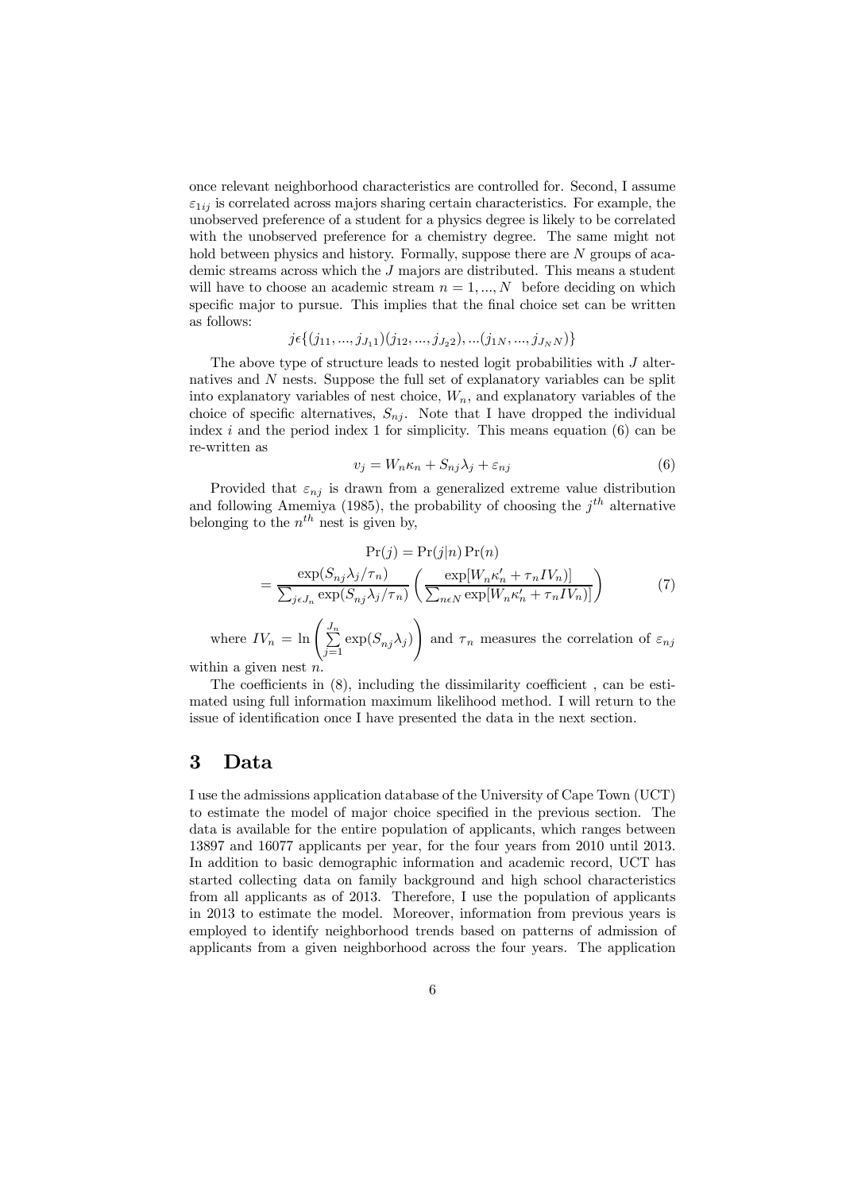once relevant neighborhood characteristics are controlled for. Second, I assume $\varepsilon_{1ij}$ is correlated across majors sharing certain characteristics. For example, the unobserved preference of a student for a physics degree is likely to be correlated with the unobserved preference for a chemistry degree. The same might not hold between physics and history. Formally, suppose there are $N$ groups of academic streams across which the $J$ majors are distributed. This means a student will have to choose an academic stream $n = 1, ..., N$ before deciding on which specific major to pursue. This implies that the final choice set can be written as follows:

$$j\epsilon\{(j_{11}, ..., j_{J_1 1})(j_{12}, ..., j_{J_2 2}), ...(j_{1N}, ..., j_{J_N N})\}$$

The above type of structure leads to nested logit probabilities with $J$ alternatives and $N$ nests. Suppose the full set of explanatory variables can be split into explanatory variables of nest choice, $W_n$, and explanatory variables of the choice of specific alternatives, $S_{nj}$. Note that I have dropped the individual index $i$ and the period index 1 for simplicity. This means equation (6) can be re-written as

$$v_j = W_n \kappa_n + S_{nj} \lambda_j + \varepsilon_{nj} \tag{6}$$

Provided that $\varepsilon_{nj}$ is drawn from a generalized extreme value distribution and following Amemiya (1985), the probability of choosing the $j^{th}$ alternative belonging to the $n^{th}$ nest is given by,

$$\Pr(j) = \Pr(j|n)\Pr(n)$$
$$= \frac{\exp(S_{nj}\lambda_j/\tau_n)}{\sum_{j\epsilon J_n}\exp(S_{nj}\lambda_j/\tau_n)}\left(\frac{\exp[W_n\kappa_n' + \tau_n IV_n)]}{\sum_{n\epsilon N}\exp[W_n\kappa_n' + \tau_n IV_n)]}\right) \tag{7}$$

where $IV_n = \ln\left(\sum_{j=1}^{J_n}\exp(S_{nj}\lambda_j)\right)$ and $\tau_n$ measures the correlation of $\varepsilon_{nj}$ within a given nest $n$.

The coefficients in (8), including the dissimilarity coefficient , can be estimated using full information maximum likelihood method. I will return to the issue of identification once I have presented the data in the next section.

# 3 Data

I use the admissions application database of the University of Cape Town (UCT) to estimate the model of major choice specified in the previous section. The data is available for the entire population of applicants, which ranges between 13897 and 16077 applicants per year, for the four years from 2010 until 2013. In addition to basic demographic information and academic record, UCT has started collecting data on family background and high school characteristics from all applicants as of 2013. Therefore, I use the population of applicants in 2013 to estimate the model. Moreover, information from previous years is employed to identify neighborhood trends based on patterns of admission of applicants from a given neighborhood across the four years. The application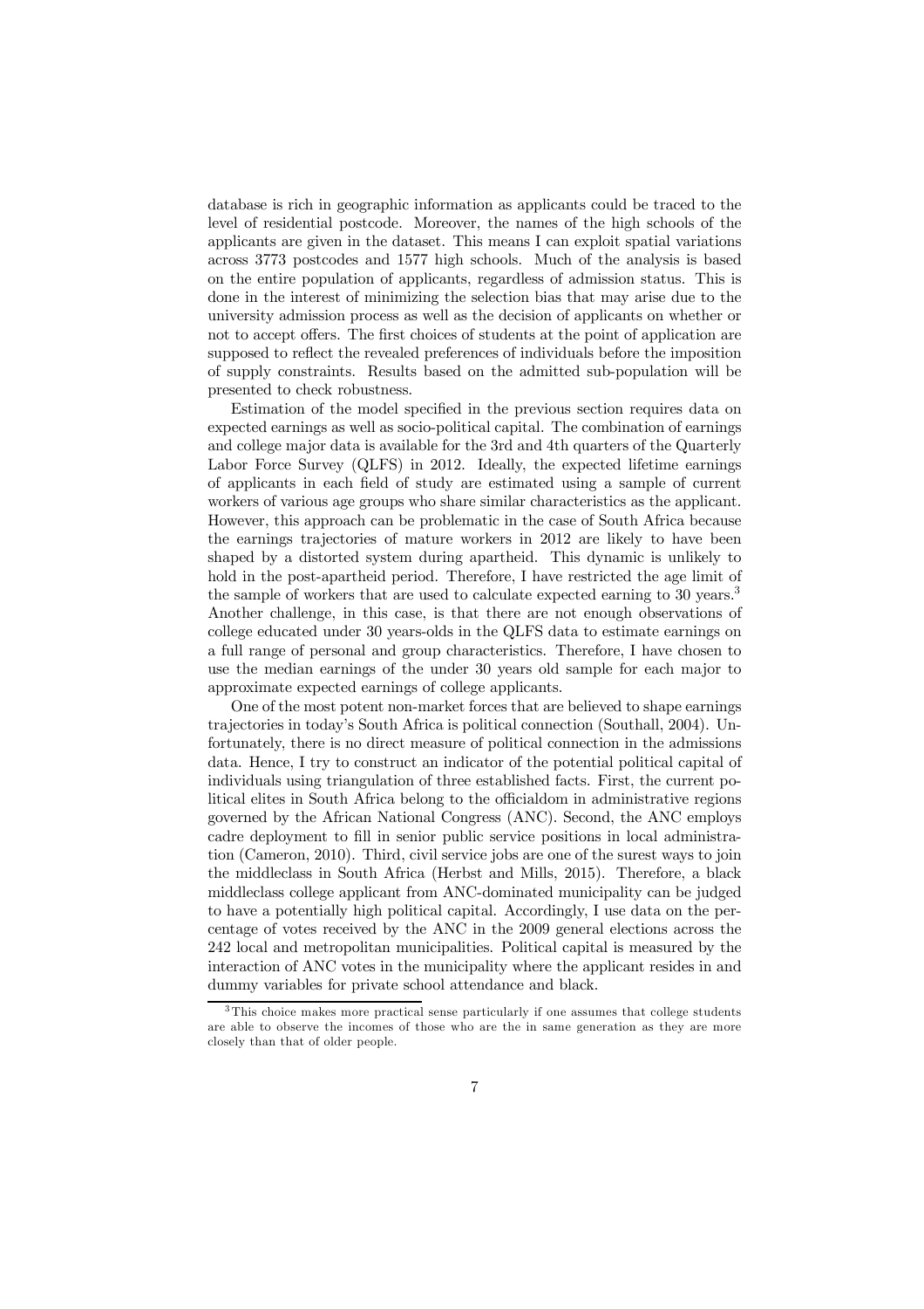database is rich in geographic information as applicants could be traced to the level of residential postcode. Moreover, the names of the high schools of the applicants are given in the dataset. This means I can exploit spatial variations across 3773 postcodes and 1577 high schools. Much of the analysis is based on the entire population of applicants, regardless of admission status. This is done in the interest of minimizing the selection bias that may arise due to the university admission process as well as the decision of applicants on whether or not to accept offers. The first choices of students at the point of application are supposed to reflect the revealed preferences of individuals before the imposition of supply constraints. Results based on the admitted sub-population will be presented to check robustness.

Estimation of the model specified in the previous section requires data on expected earnings as well as socio-political capital. The combination of earnings and college major data is available for the 3rd and 4th quarters of the Quarterly Labor Force Survey (QLFS) in 2012. Ideally, the expected lifetime earnings of applicants in each field of study are estimated using a sample of current workers of various age groups who share similar characteristics as the applicant. However, this approach can be problematic in the case of South Africa because the earnings trajectories of mature workers in 2012 are likely to have been shaped by a distorted system during apartheid. This dynamic is unlikely to hold in the post-apartheid period. Therefore, I have restricted the age limit of the sample of workers that are used to calculate expected earning to 30 years.[3] Another challenge, in this case, is that there are not enough observations of college educated under 30 years-olds in the QLFS data to estimate earnings on a full range of personal and group characteristics. Therefore, I have chosen to use the median earnings of the under 30 years old sample for each major to approximate expected earnings of college applicants.

One of the most potent non-market forces that are believed to shape earnings trajectories in today's South Africa is political connection (Southall, 2004). Unfortunately, there is no direct measure of political connection in the admissions data. Hence, I try to construct an indicator of the potential political capital of individuals using triangulation of three established facts. First, the current political elites in South Africa belong to the officialdom in administrative regions governed by the African National Congress (ANC). Second, the ANC employs cadre deployment to fill in senior public service positions in local administration (Cameron, 2010). Third, civil service jobs are one of the surest ways to join the middleclass in South Africa (Herbst and Mills, 2015). Therefore, a black middleclass college applicant from ANC-dominated municipality can be judged to have a potentially high political capital. Accordingly, I use data on the percentage of votes received by the ANC in the 2009 general elections across the 242 local and metropolitan municipalities. Political capital is measured by the interaction of ANC votes in the municipality where the applicant resides in and dummy variables for private school attendance and black.

[3] This choice makes more practical sense particularly if one assumes that college students are able to observe the incomes of those who are the in same generation as they are more closely than that of older people.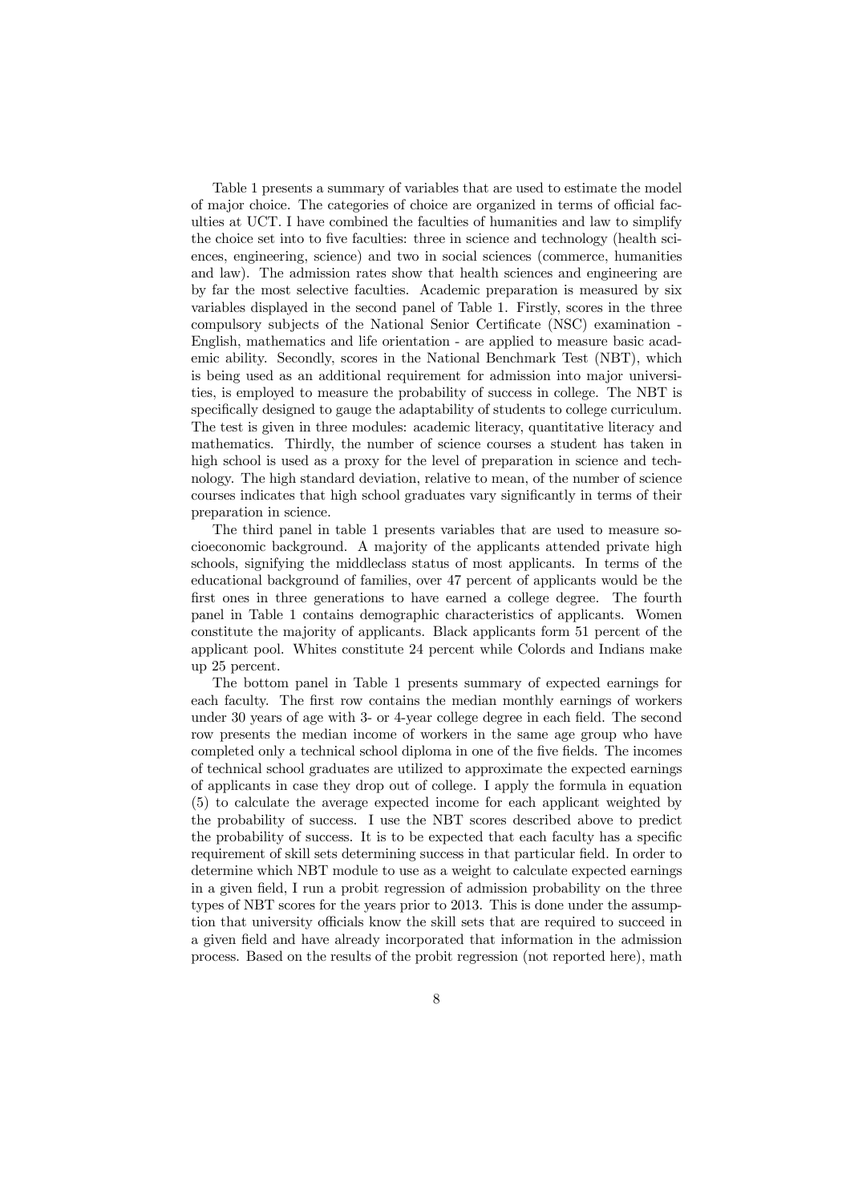Table 1 presents a summary of variables that are used to estimate the model of major choice. The categories of choice are organized in terms of official faculties at UCT. I have combined the faculties of humanities and law to simplify the choice set into to five faculties: three in science and technology (health sciences, engineering, science) and two in social sciences (commerce, humanities and law). The admission rates show that health sciences and engineering are by far the most selective faculties. Academic preparation is measured by six variables displayed in the second panel of Table 1. Firstly, scores in the three compulsory subjects of the National Senior Certificate (NSC) examination - English, mathematics and life orientation - are applied to measure basic academic ability. Secondly, scores in the National Benchmark Test (NBT), which is being used as an additional requirement for admission into major universities, is employed to measure the probability of success in college. The NBT is specifically designed to gauge the adaptability of students to college curriculum. The test is given in three modules: academic literacy, quantitative literacy and mathematics. Thirdly, the number of science courses a student has taken in high school is used as a proxy for the level of preparation in science and technology. The high standard deviation, relative to mean, of the number of science courses indicates that high school graduates vary significantly in terms of their preparation in science.

The third panel in table 1 presents variables that are used to measure socioeconomic background. A majority of the applicants attended private high schools, signifying the middleclass status of most applicants. In terms of the educational background of families, over 47 percent of applicants would be the first ones in three generations to have earned a college degree. The fourth panel in Table 1 contains demographic characteristics of applicants. Women constitute the majority of applicants. Black applicants form 51 percent of the applicant pool. Whites constitute 24 percent while Colords and Indians make up 25 percent.

The bottom panel in Table 1 presents summary of expected earnings for each faculty. The first row contains the median monthly earnings of workers under 30 years of age with 3- or 4-year college degree in each field. The second row presents the median income of workers in the same age group who have completed only a technical school diploma in one of the five fields. The incomes of technical school graduates are utilized to approximate the expected earnings of applicants in case they drop out of college. I apply the formula in equation (5) to calculate the average expected income for each applicant weighted by the probability of success. I use the NBT scores described above to predict the probability of success. It is to be expected that each faculty has a specific requirement of skill sets determining success in that particular field. In order to determine which NBT module to use as a weight to calculate expected earnings in a given field, I run a probit regression of admission probability on the three types of NBT scores for the years prior to 2013. This is done under the assumption that university officials know the skill sets that are required to succeed in a given field and have already incorporated that information in the admission process. Based on the results of the probit regression (not reported here), math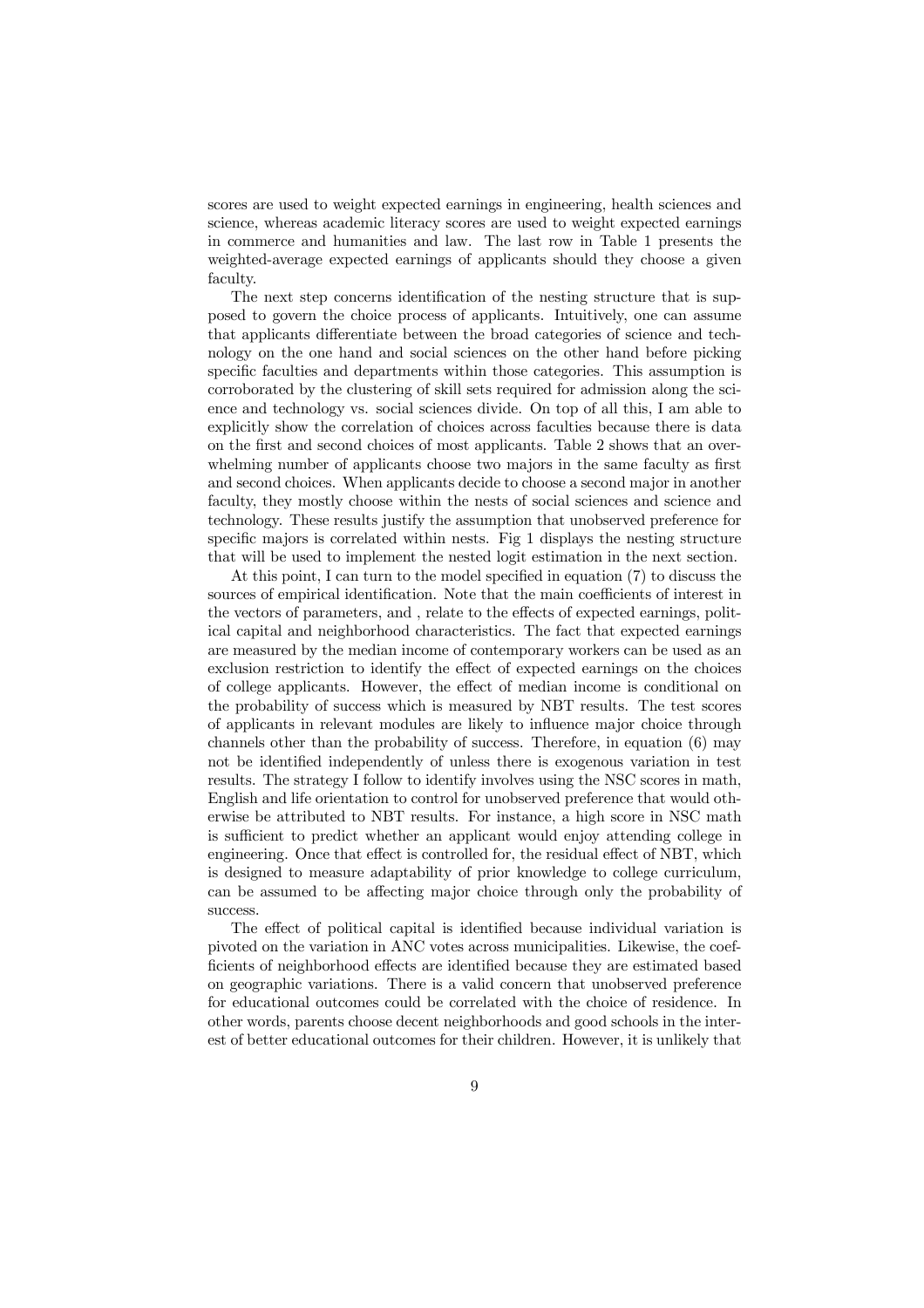scores are used to weight expected earnings in engineering, health sciences and science, whereas academic literacy scores are used to weight expected earnings in commerce and humanities and law. The last row in Table 1 presents the weighted-average expected earnings of applicants should they choose a given faculty.

The next step concerns identification of the nesting structure that is supposed to govern the choice process of applicants. Intuitively, one can assume that applicants differentiate between the broad categories of science and technology on the one hand and social sciences on the other hand before picking specific faculties and departments within those categories. This assumption is corroborated by the clustering of skill sets required for admission along the science and technology vs. social sciences divide. On top of all this, I am able to explicitly show the correlation of choices across faculties because there is data on the first and second choices of most applicants. Table 2 shows that an overwhelming number of applicants choose two majors in the same faculty as first and second choices. When applicants decide to choose a second major in another faculty, they mostly choose within the nests of social sciences and science and technology. These results justify the assumption that unobserved preference for specific majors is correlated within nests. Fig 1 displays the nesting structure that will be used to implement the nested logit estimation in the next section.

At this point, I can turn to the model specified in equation (7) to discuss the sources of empirical identification. Note that the main coefficients of interest in the vectors of parameters, and , relate to the effects of expected earnings, political capital and neighborhood characteristics. The fact that expected earnings are measured by the median income of contemporary workers can be used as an exclusion restriction to identify the effect of expected earnings on the choices of college applicants. However, the effect of median income is conditional on the probability of success which is measured by NBT results. The test scores of applicants in relevant modules are likely to influence major choice through channels other than the probability of success. Therefore, in equation (6) may not be identified independently of unless there is exogenous variation in test results. The strategy I follow to identify involves using the NSC scores in math, English and life orientation to control for unobserved preference that would otherwise be attributed to NBT results. For instance, a high score in NSC math is sufficient to predict whether an applicant would enjoy attending college in engineering. Once that effect is controlled for, the residual effect of NBT, which is designed to measure adaptability of prior knowledge to college curriculum, can be assumed to be affecting major choice through only the probability of success.

The effect of political capital is identified because individual variation is pivoted on the variation in ANC votes across municipalities. Likewise, the coefficients of neighborhood effects are identified because they are estimated based on geographic variations. There is a valid concern that unobserved preference for educational outcomes could be correlated with the choice of residence. In other words, parents choose decent neighborhoods and good schools in the interest of better educational outcomes for their children. However, it is unlikely that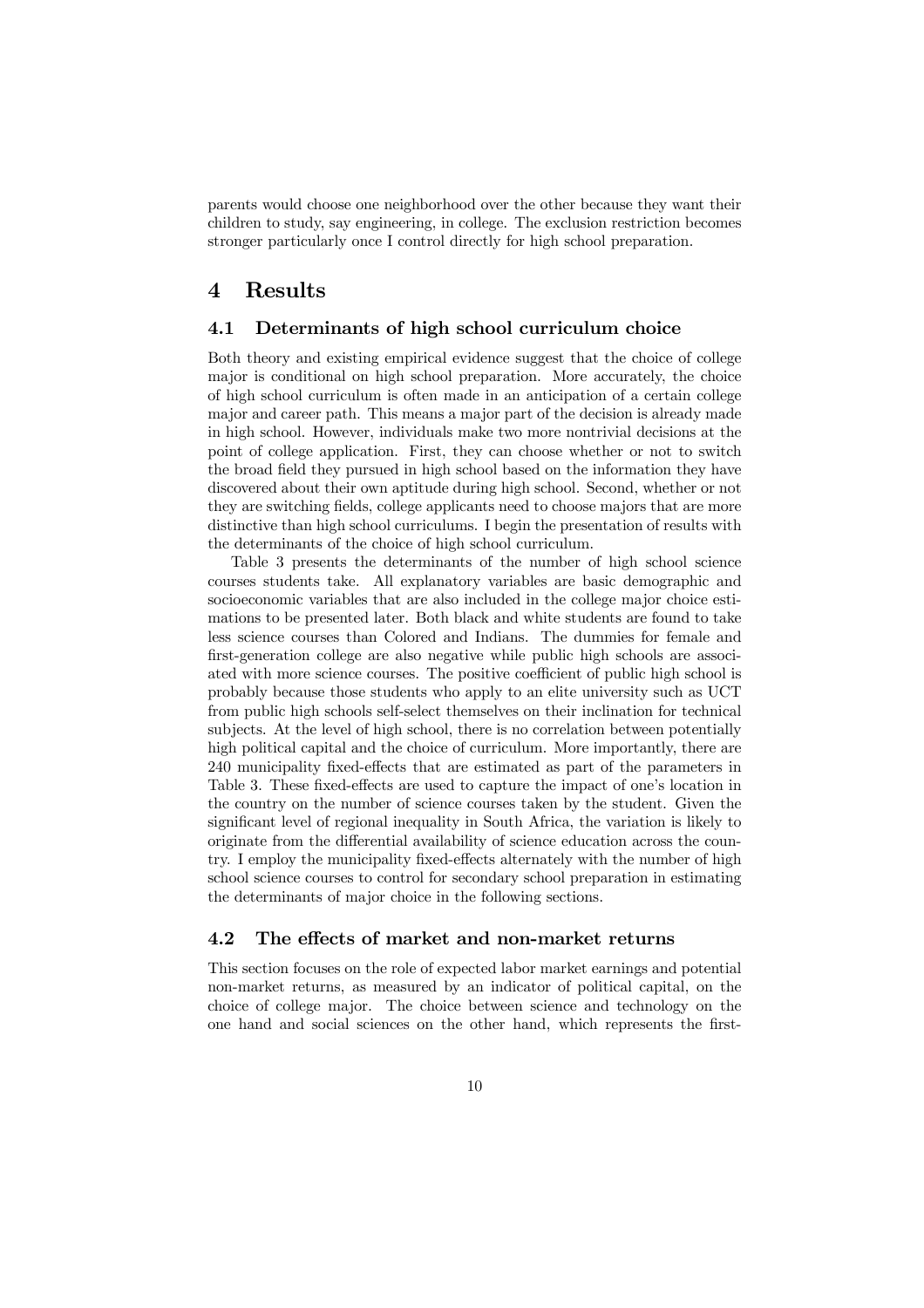parents would choose one neighborhood over the other because they want their children to study, say engineering, in college. The exclusion restriction becomes stronger particularly once I control directly for high school preparation.

# 4 Results

## 4.1 Determinants of high school curriculum choice

Both theory and existing empirical evidence suggest that the choice of college major is conditional on high school preparation. More accurately, the choice of high school curriculum is often made in an anticipation of a certain college major and career path. This means a major part of the decision is already made in high school. However, individuals make two more nontrivial decisions at the point of college application. First, they can choose whether or not to switch the broad field they pursued in high school based on the information they have discovered about their own aptitude during high school. Second, whether or not they are switching fields, college applicants need to choose majors that are more distinctive than high school curriculums. I begin the presentation of results with the determinants of the choice of high school curriculum.

Table 3 presents the determinants of the number of high school science courses students take. All explanatory variables are basic demographic and socioeconomic variables that are also included in the college major choice estimations to be presented later. Both black and white students are found to take less science courses than Colored and Indians. The dummies for female and first-generation college are also negative while public high schools are associated with more science courses. The positive coefficient of public high school is probably because those students who apply to an elite university such as UCT from public high schools self-select themselves on their inclination for technical subjects. At the level of high school, there is no correlation between potentially high political capital and the choice of curriculum. More importantly, there are 240 municipality fixed-effects that are estimated as part of the parameters in Table 3. These fixed-effects are used to capture the impact of one's location in the country on the number of science courses taken by the student. Given the significant level of regional inequality in South Africa, the variation is likely to originate from the differential availability of science education across the country. I employ the municipality fixed-effects alternately with the number of high school science courses to control for secondary school preparation in estimating the determinants of major choice in the following sections.

## 4.2 The effects of market and non-market returns

This section focuses on the role of expected labor market earnings and potential non-market returns, as measured by an indicator of political capital, on the choice of college major. The choice between science and technology on the one hand and social sciences on the other hand, which represents the first-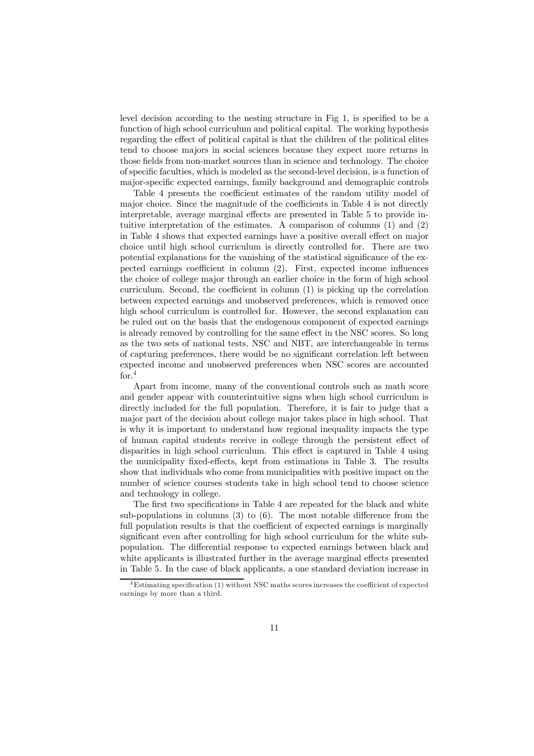level decision according to the nesting structure in Fig 1, is specified to be a function of high school curriculum and political capital. The working hypothesis regarding the effect of political capital is that the children of the political elites tend to choose majors in social sciences because they expect more returns in those fields from non-market sources than in science and technology. The choice of specific faculties, which is modeled as the second-level decision, is a function of major-specific expected earnings, family background and demographic controls

Table 4 presents the coefficient estimates of the random utility model of major choice. Since the magnitude of the coefficients in Table 4 is not directly interpretable, average marginal effects are presented in Table 5 to provide intuitive interpretation of the estimates. A comparison of columns (1) and (2) in Table 4 shows that expected earnings have a positive overall effect on major choice until high school curriculum is directly controlled for. There are two potential explanations for the vanishing of the statistical significance of the expected earnings coefficient in column (2). First, expected income influences the choice of college major through an earlier choice in the form of high school curriculum. Second, the coefficient in column (1) is picking up the correlation between expected earnings and unobserved preferences, which is removed once high school curriculum is controlled for. However, the second explanation can be ruled out on the basis that the endogenous component of expected earnings is already removed by controlling for the same effect in the NSC scores. So long as the two sets of national tests, NSC and NBT, are interchangeable in terms of capturing preferences, there would be no significant correlation left between expected income and unobserved preferences when NSC scores are accounted for.[4]

Apart from income, many of the conventional controls such as math score and gender appear with counterintuitive signs when high school curriculum is directly included for the full population. Therefore, it is fair to judge that a major part of the decision about college major takes place in high school. That is why it is important to understand how regional inequality impacts the type of human capital students receive in college through the persistent effect of disparities in high school curriculum. This effect is captured in Table 4 using the municipality fixed-effects, kept from estimations in Table 3. The results show that individuals who come from municipalities with positive impact on the number of science courses students take in high school tend to choose science and technology in college.

The first two specifications in Table 4 are repeated for the black and white sub-populations in columns (3) to (6). The most notable difference from the full population results is that the coefficient of expected earnings is marginally significant even after controlling for high school curriculum for the white sub-population. The differential response to expected earnings between black and white applicants is illustrated further in the average marginal effects presented in Table 5. In the case of black applicants, a one standard deviation increase in

[4] Estimating specification (1) without NSC maths scores increases the coefficient of expected earnings by more than a third.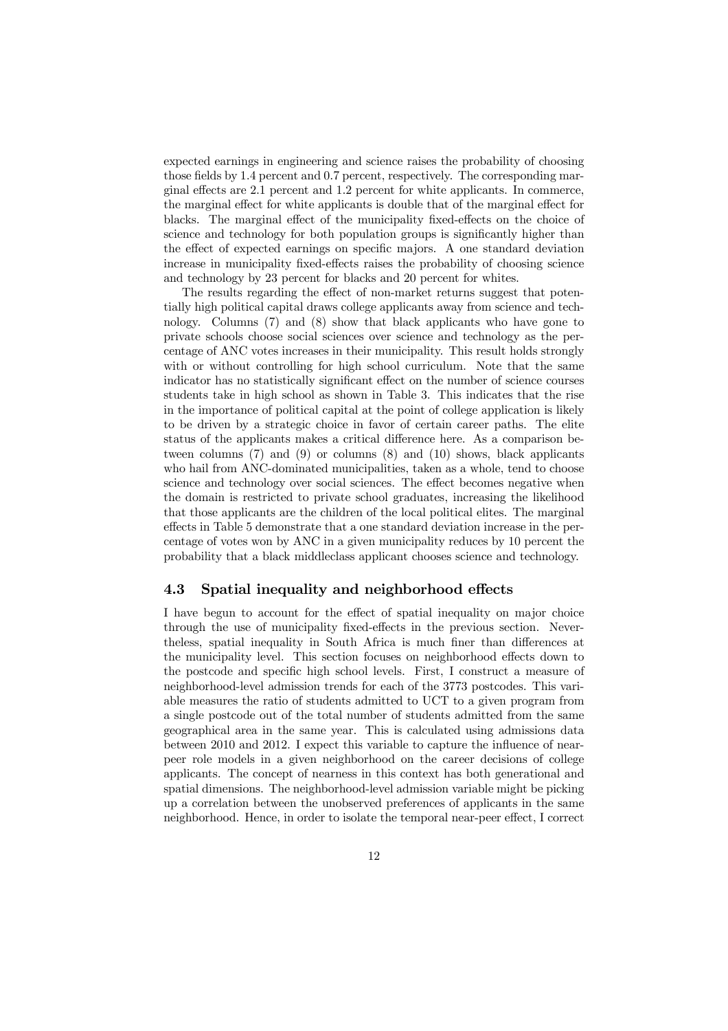expected earnings in engineering and science raises the probability of choosing those fields by 1.4 percent and 0.7 percent, respectively. The corresponding marginal effects are 2.1 percent and 1.2 percent for white applicants. In commerce, the marginal effect for white applicants is double that of the marginal effect for blacks. The marginal effect of the municipality fixed-effects on the choice of science and technology for both population groups is significantly higher than the effect of expected earnings on specific majors. A one standard deviation increase in municipality fixed-effects raises the probability of choosing science and technology by 23 percent for blacks and 20 percent for whites.

The results regarding the effect of non-market returns suggest that potentially high political capital draws college applicants away from science and technology. Columns (7) and (8) show that black applicants who have gone to private schools choose social sciences over science and technology as the percentage of ANC votes increases in their municipality. This result holds strongly with or without controlling for high school curriculum. Note that the same indicator has no statistically significant effect on the number of science courses students take in high school as shown in Table 3. This indicates that the rise in the importance of political capital at the point of college application is likely to be driven by a strategic choice in favor of certain career paths. The elite status of the applicants makes a critical difference here. As a comparison between columns (7) and (9) or columns (8) and (10) shows, black applicants who hail from ANC-dominated municipalities, taken as a whole, tend to choose science and technology over social sciences. The effect becomes negative when the domain is restricted to private school graduates, increasing the likelihood that those applicants are the children of the local political elites. The marginal effects in Table 5 demonstrate that a one standard deviation increase in the percentage of votes won by ANC in a given municipality reduces by 10 percent the probability that a black middleclass applicant chooses science and technology.

### 4.3 Spatial inequality and neighborhood effects

I have begun to account for the effect of spatial inequality on major choice through the use of municipality fixed-effects in the previous section. Nevertheless, spatial inequality in South Africa is much finer than differences at the municipality level. This section focuses on neighborhood effects down to the postcode and specific high school levels. First, I construct a measure of neighborhood-level admission trends for each of the 3773 postcodes. This variable measures the ratio of students admitted to UCT to a given program from a single postcode out of the total number of students admitted from the same geographical area in the same year. This is calculated using admissions data between 2010 and 2012. I expect this variable to capture the influence of near-peer role models in a given neighborhood on the career decisions of college applicants. The concept of nearness in this context has both generational and spatial dimensions. The neighborhood-level admission variable might be picking up a correlation between the unobserved preferences of applicants in the same neighborhood. Hence, in order to isolate the temporal near-peer effect, I correct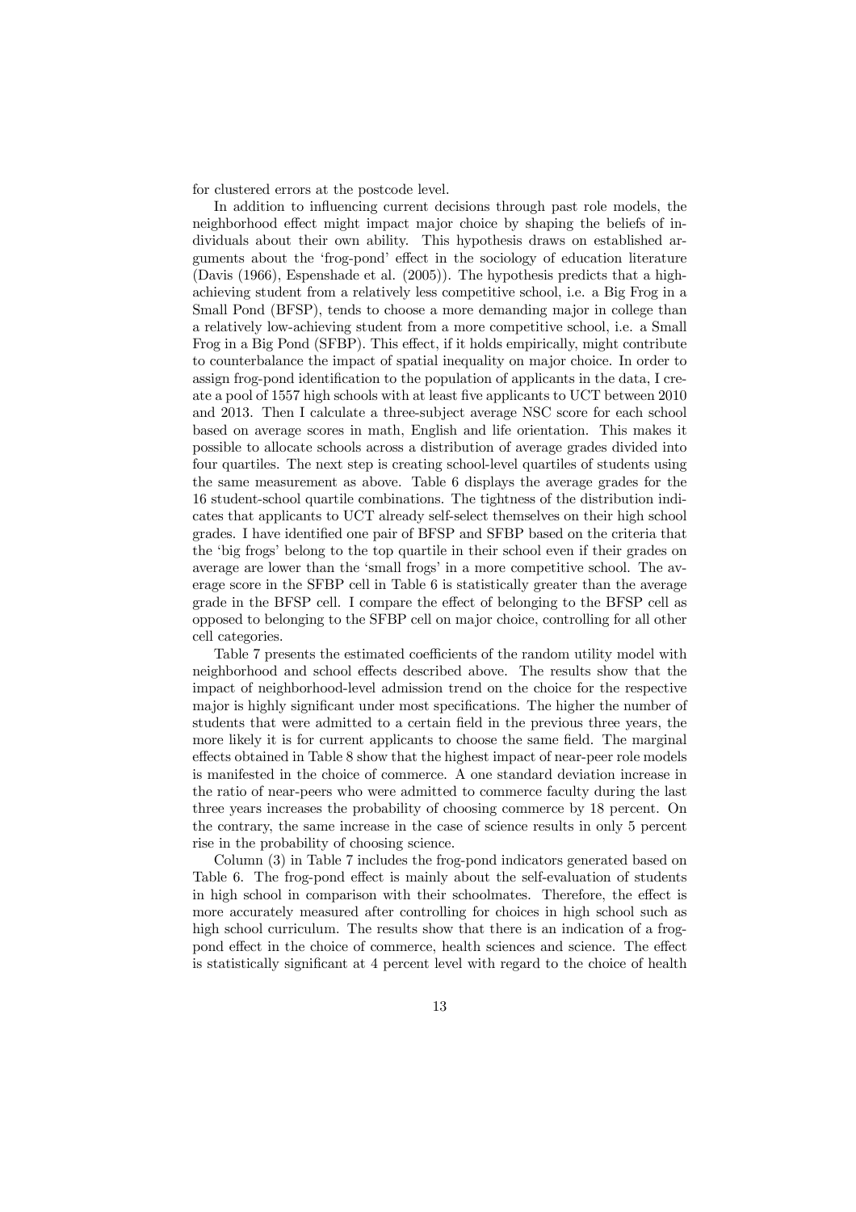for clustered errors at the postcode level.

In addition to influencing current decisions through past role models, the neighborhood effect might impact major choice by shaping the beliefs of individuals about their own ability. This hypothesis draws on established arguments about the 'frog-pond' effect in the sociology of education literature (Davis (1966), Espenshade et al. (2005)). The hypothesis predicts that a high-achieving student from a relatively less competitive school, i.e. a Big Frog in a Small Pond (BFSP), tends to choose a more demanding major in college than a relatively low-achieving student from a more competitive school, i.e. a Small Frog in a Big Pond (SFBP). This effect, if it holds empirically, might contribute to counterbalance the impact of spatial inequality on major choice. In order to assign frog-pond identification to the population of applicants in the data, I create a pool of 1557 high schools with at least five applicants to UCT between 2010 and 2013. Then I calculate a three-subject average NSC score for each school based on average scores in math, English and life orientation. This makes it possible to allocate schools across a distribution of average grades divided into four quartiles. The next step is creating school-level quartiles of students using the same measurement as above. Table 6 displays the average grades for the 16 student-school quartile combinations. The tightness of the distribution indicates that applicants to UCT already self-select themselves on their high school grades. I have identified one pair of BFSP and SFBP based on the criteria that the 'big frogs' belong to the top quartile in their school even if their grades on average are lower than the 'small frogs' in a more competitive school. The average score in the SFBP cell in Table 6 is statistically greater than the average grade in the BFSP cell. I compare the effect of belonging to the BFSP cell as opposed to belonging to the SFBP cell on major choice, controlling for all other cell categories.

Table 7 presents the estimated coefficients of the random utility model with neighborhood and school effects described above. The results show that the impact of neighborhood-level admission trend on the choice for the respective major is highly significant under most specifications. The higher the number of students that were admitted to a certain field in the previous three years, the more likely it is for current applicants to choose the same field. The marginal effects obtained in Table 8 show that the highest impact of near-peer role models is manifested in the choice of commerce. A one standard deviation increase in the ratio of near-peers who were admitted to commerce faculty during the last three years increases the probability of choosing commerce by 18 percent. On the contrary, the same increase in the case of science results in only 5 percent rise in the probability of choosing science.

Column (3) in Table 7 includes the frog-pond indicators generated based on Table 6. The frog-pond effect is mainly about the self-evaluation of students in high school in comparison with their schoolmates. Therefore, the effect is more accurately measured after controlling for choices in high school such as high school curriculum. The results show that there is an indication of a frog-pond effect in the choice of commerce, health sciences and science. The effect is statistically significant at 4 percent level with regard to the choice of health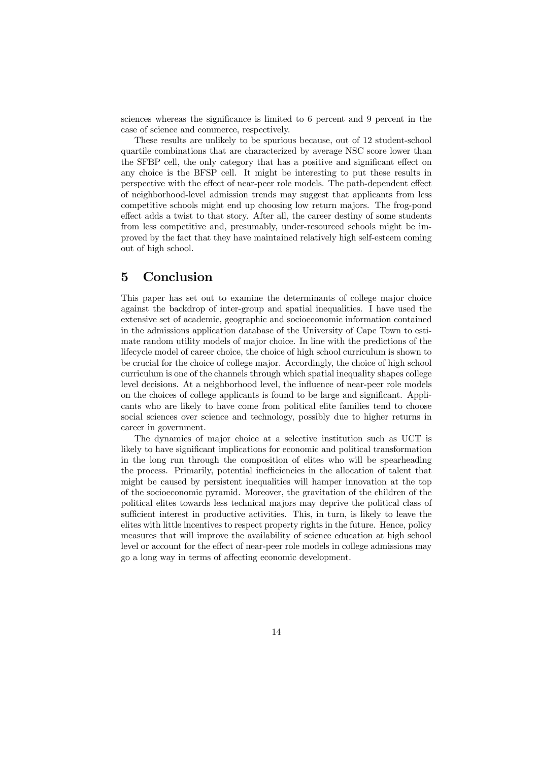sciences whereas the significance is limited to 6 percent and 9 percent in the case of science and commerce, respectively.

These results are unlikely to be spurious because, out of 12 student-school quartile combinations that are characterized by average NSC score lower than the SFBP cell, the only category that has a positive and significant effect on any choice is the BFSP cell. It might be interesting to put these results in perspective with the effect of near-peer role models. The path-dependent effect of neighborhood-level admission trends may suggest that applicants from less competitive schools might end up choosing low return majors. The frog-pond effect adds a twist to that story. After all, the career destiny of some students from less competitive and, presumably, under-resourced schools might be improved by the fact that they have maintained relatively high self-esteem coming out of high school.

## 5 Conclusion

This paper has set out to examine the determinants of college major choice against the backdrop of inter-group and spatial inequalities. I have used the extensive set of academic, geographic and socioeconomic information contained in the admissions application database of the University of Cape Town to estimate random utility models of major choice. In line with the predictions of the lifecycle model of career choice, the choice of high school curriculum is shown to be crucial for the choice of college major. Accordingly, the choice of high school curriculum is one of the channels through which spatial inequality shapes college level decisions. At a neighborhood level, the influence of near-peer role models on the choices of college applicants is found to be large and significant. Applicants who are likely to have come from political elite families tend to choose social sciences over science and technology, possibly due to higher returns in career in government.

The dynamics of major choice at a selective institution such as UCT is likely to have significant implications for economic and political transformation in the long run through the composition of elites who will be spearheading the process. Primarily, potential inefficiencies in the allocation of talent that might be caused by persistent inequalities will hamper innovation at the top of the socioeconomic pyramid. Moreover, the gravitation of the children of the political elites towards less technical majors may deprive the political class of sufficient interest in productive activities. This, in turn, is likely to leave the elites with little incentives to respect property rights in the future. Hence, policy measures that will improve the availability of science education at high school level or account for the effect of near-peer role models in college admissions may go a long way in terms of affecting economic development.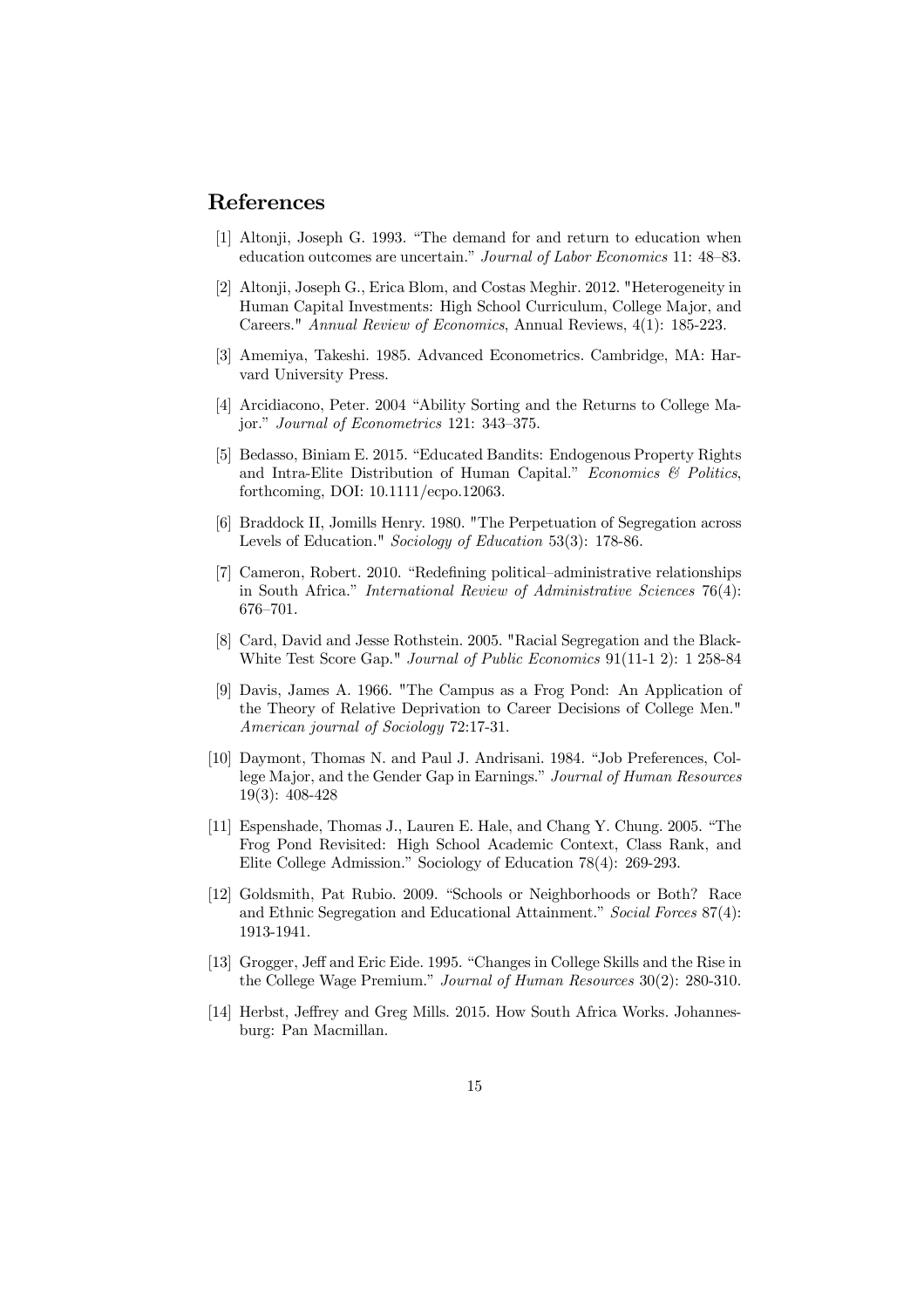# References

[1] Altonji, Joseph G. 1993. "The demand for and return to education when education outcomes are uncertain." *Journal of Labor Economics* 11: 48–83.

[2] Altonji, Joseph G., Erica Blom, and Costas Meghir. 2012. "Heterogeneity in Human Capital Investments: High School Curriculum, College Major, and Careers." *Annual Review of Economics*, Annual Reviews, 4(1): 185-223.

[3] Amemiya, Takeshi. 1985. Advanced Econometrics. Cambridge, MA: Harvard University Press.

[4] Arcidiacono, Peter. 2004 "Ability Sorting and the Returns to College Major." *Journal of Econometrics* 121: 343–375.

[5] Bedasso, Biniam E. 2015. "Educated Bandits: Endogenous Property Rights and Intra-Elite Distribution of Human Capital." *Economics & Politics*, forthcoming, DOI: 10.1111/ecpo.12063.

[6] Braddock II, Jomills Henry. 1980. "The Perpetuation of Segregation across Levels of Education." *Sociology of Education* 53(3): 178-86.

[7] Cameron, Robert. 2010. "Redefining political–administrative relationships in South Africa." *International Review of Administrative Sciences* 76(4): 676–701.

[8] Card, David and Jesse Rothstein. 2005. "Racial Segregation and the Black-White Test Score Gap." *Journal of Public Economics* 91(11-1 2): 1 258-84

[9] Davis, James A. 1966. "The Campus as a Frog Pond: An Application of the Theory of Relative Deprivation to Career Decisions of College Men." *American journal of Sociology* 72:17-31.

[10] Daymont, Thomas N. and Paul J. Andrisani. 1984. "Job Preferences, College Major, and the Gender Gap in Earnings." *Journal of Human Resources* 19(3): 408-428

[11] Espenshade, Thomas J., Lauren E. Hale, and Chang Y. Chung. 2005. "The Frog Pond Revisited: High School Academic Context, Class Rank, and Elite College Admission." Sociology of Education 78(4): 269-293.

[12] Goldsmith, Pat Rubio. 2009. "Schools or Neighborhoods or Both? Race and Ethnic Segregation and Educational Attainment." *Social Forces* 87(4): 1913-1941.

[13] Grogger, Jeff and Eric Eide. 1995. "Changes in College Skills and the Rise in the College Wage Premium." *Journal of Human Resources* 30(2): 280-310.

[14] Herbst, Jeffrey and Greg Mills. 2015. How South Africa Works. Johannesburg: Pan Macmillan.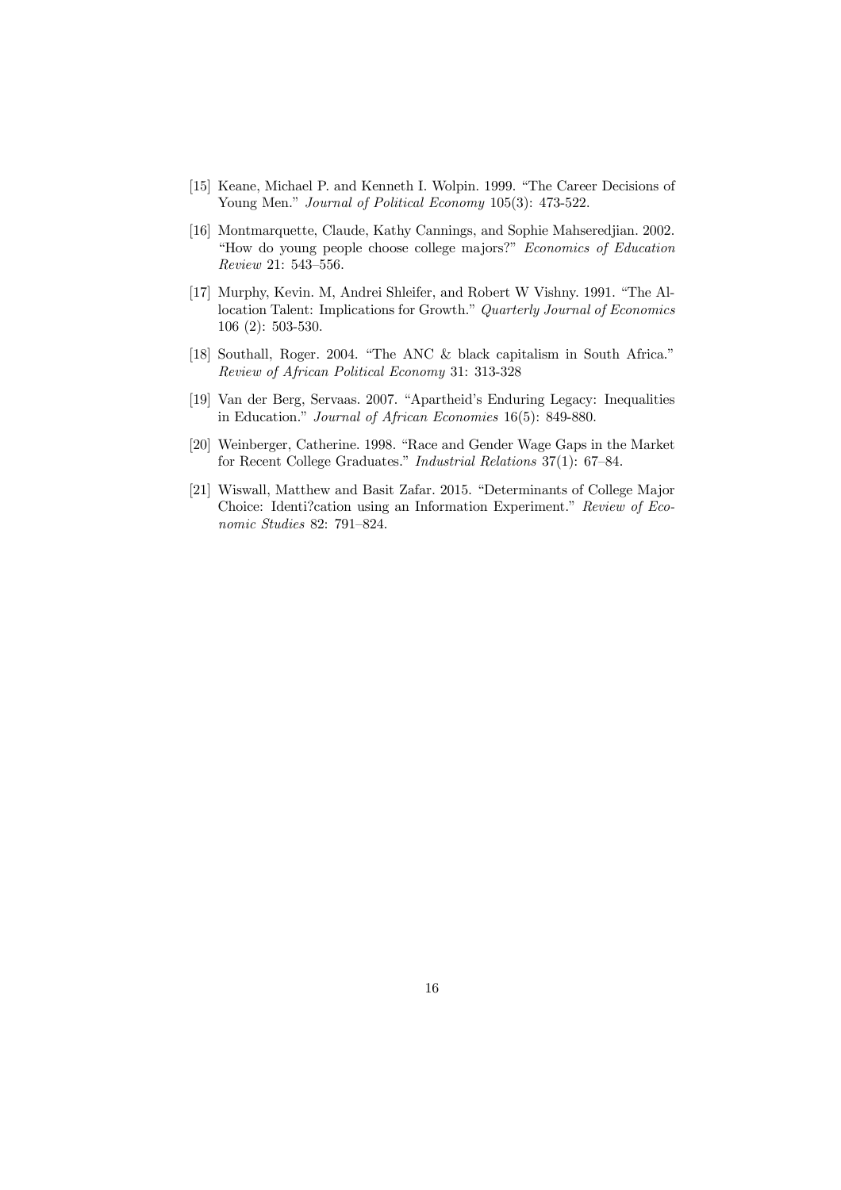[15] Keane, Michael P. and Kenneth I. Wolpin. 1999. "The Career Decisions of Young Men." *Journal of Political Economy* 105(3): 473-522.

[16] Montmarquette, Claude, Kathy Cannings, and Sophie Mahseredjian. 2002. "How do young people choose college majors?" *Economics of Education Review* 21: 543–556.

[17] Murphy, Kevin. M, Andrei Shleifer, and Robert W Vishny. 1991. "The Allocation Talent: Implications for Growth." *Quarterly Journal of Economics* 106 (2): 503-530.

[18] Southall, Roger. 2004. "The ANC & black capitalism in South Africa." *Review of African Political Economy* 31: 313-328

[19] Van der Berg, Servaas. 2007. "Apartheid's Enduring Legacy: Inequalities in Education." *Journal of African Economies* 16(5): 849-880.

[20] Weinberger, Catherine. 1998. "Race and Gender Wage Gaps in the Market for Recent College Graduates." *Industrial Relations* 37(1): 67–84.

[21] Wiswall, Matthew and Basit Zafar. 2015. "Determinants of College Major Choice: Identi?cation using an Information Experiment." *Review of Economic Studies* 82: 791–824.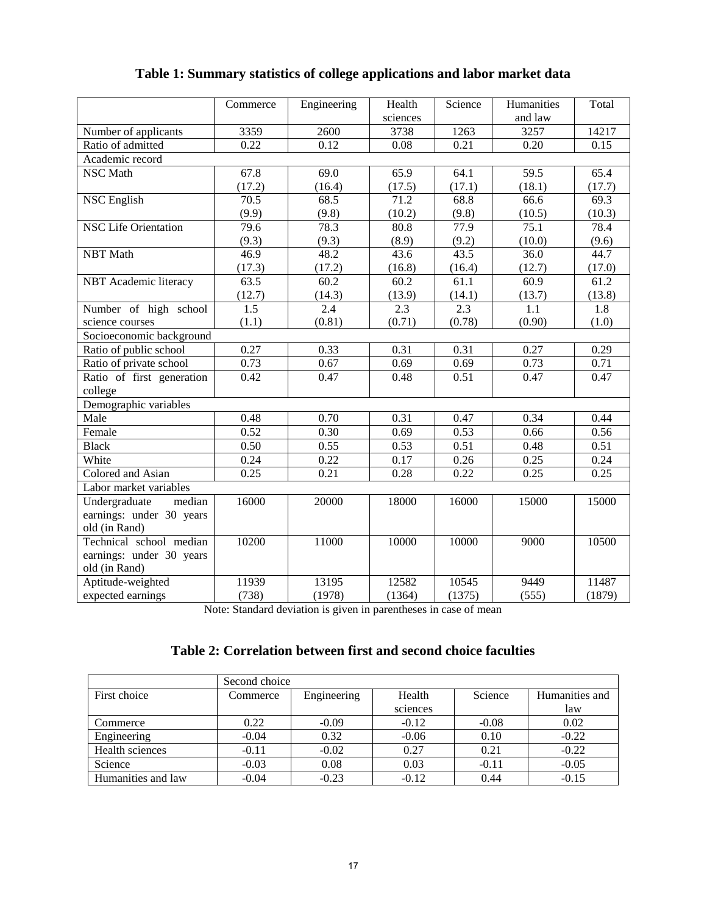**Table 1: Summary statistics of college applications and labor market data**

| | Commerce | Engineering | Health sciences | Science | Humanities and law | Total |
|---|---|---|---|---|---|---|
| Number of applicants | 3359 | 2600 | 3738 | 1263 | 3257 | 14217 |
| Ratio of admitted | 0.22 | 0.12 | 0.08 | 0.21 | 0.20 | 0.15 |
| Academic record | | | | | | |
| NSC Math | 67.8 (17.2) | 69.0 (16.4) | 65.9 (17.5) | 64.1 (17.1) | 59.5 (18.1) | 65.4 (17.7) |
| NSC English | 70.5 (9.9) | 68.5 (9.8) | 71.2 (10.2) | 68.8 (9.8) | 66.6 (10.5) | 69.3 (10.3) |
| NSC Life Orientation | 79.6 (9.3) | 78.3 (9.3) | 80.8 (8.9) | 77.9 (9.2) | 75.1 (10.0) | 78.4 (9.6) |
| NBT Math | 46.9 (17.3) | 48.2 (17.2) | 43.6 (16.8) | 43.5 (16.4) | 36.0 (12.7) | 44.7 (17.0) |
| NBT Academic literacy | 63.5 (12.7) | 60.2 (14.3) | 60.2 (13.9) | 61.1 (14.1) | 60.9 (13.7) | 61.2 (13.8) |
| Number of high school science courses | 1.5 (1.1) | 2.4 (0.81) | 2.3 (0.71) | 2.3 (0.78) | 1.1 (0.90) | 1.8 (1.0) |
| Socioeconomic background | | | | | | |
| Ratio of public school | 0.27 | 0.33 | 0.31 | 0.31 | 0.27 | 0.29 |
| Ratio of private school | 0.73 | 0.67 | 0.69 | 0.69 | 0.73 | 0.71 |
| Ratio of first generation college | 0.42 | 0.47 | 0.48 | 0.51 | 0.47 | 0.47 |
| Demographic variables | | | | | | |
| Male | 0.48 | 0.70 | 0.31 | 0.47 | 0.34 | 0.44 |
| Female | 0.52 | 0.30 | 0.69 | 0.53 | 0.66 | 0.56 |
| Black | 0.50 | 0.55 | 0.53 | 0.51 | 0.48 | 0.51 |
| White | 0.24 | 0.22 | 0.17 | 0.26 | 0.25 | 0.24 |
| Colored and Asian | 0.25 | 0.21 | 0.28 | 0.22 | 0.25 | 0.25 |
| Labor market variables | | | | | | |
| Undergraduate median earnings: under 30 years old (in Rand) | 16000 | 20000 | 18000 | 16000 | 15000 | 15000 |
| Technical school median earnings: under 30 years old (in Rand) | 10200 | 11000 | 10000 | 10000 | 9000 | 10500 |
| Aptitude-weighted expected earnings | 11939 (738) | 13195 (1978) | 12582 (1364) | 10545 (1375) | 9449 (555) | 11487 (1879) |

Note: Standard deviation is given in parentheses in case of mean

**Table 2: Correlation between first and second choice faculties**

| | Second choice | | | | |
|---|---|---|---|---|---|
| First choice | Commerce | Engineering | Health sciences | Science | Humanities and law |
| Commerce | 0.22 | -0.09 | -0.12 | -0.08 | 0.02 |
| Engineering | -0.04 | 0.32 | -0.06 | 0.10 | -0.22 |
| Health sciences | -0.11 | -0.02 | 0.27 | 0.21 | -0.22 |
| Science | -0.03 | 0.08 | 0.03 | -0.11 | -0.05 |
| Humanities and law | -0.04 | -0.23 | -0.12 | 0.44 | -0.15 |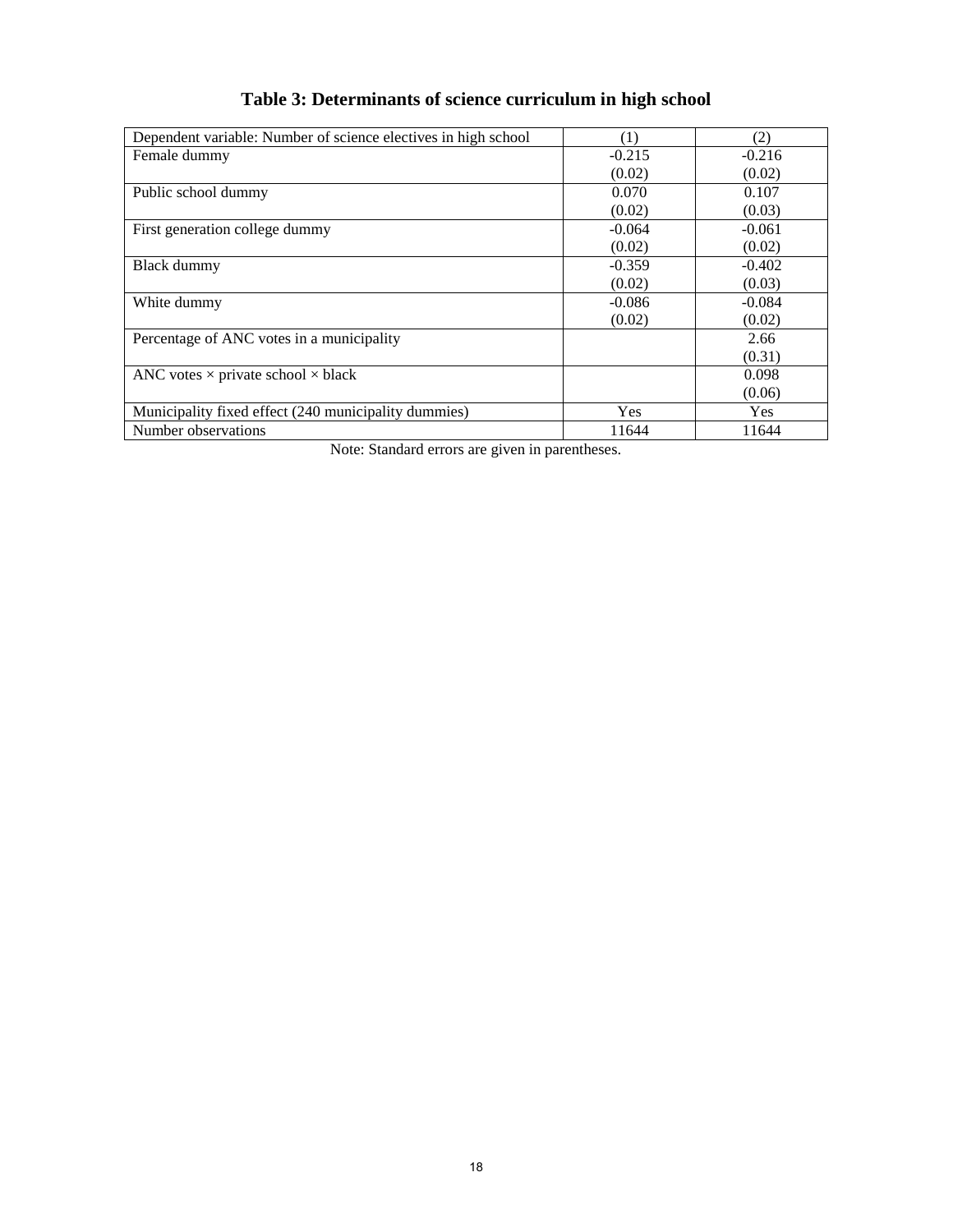# Table 3: Determinants of science curriculum in high school

| Dependent variable: Number of science electives in high school | (1) | (2) |
|---|---|---|
| Female dummy | -0.215 | -0.216 |
| | (0.02) | (0.02) |
| Public school dummy | 0.070 | 0.107 |
| | (0.02) | (0.03) |
| First generation college dummy | -0.064 | -0.061 |
| | (0.02) | (0.02) |
| Black dummy | -0.359 | -0.402 |
| | (0.02) | (0.03) |
| White dummy | -0.086 | -0.084 |
| | (0.02) | (0.02) |
| Percentage of ANC votes in a municipality | | 2.66 |
| | | (0.31) |
| ANC votes × private school × black | | 0.098 |
| | | (0.06) |
| Municipality fixed effect (240 municipality dummies) | Yes | Yes |
| Number observations | 11644 | 11644 |

Note: Standard errors are given in parentheses.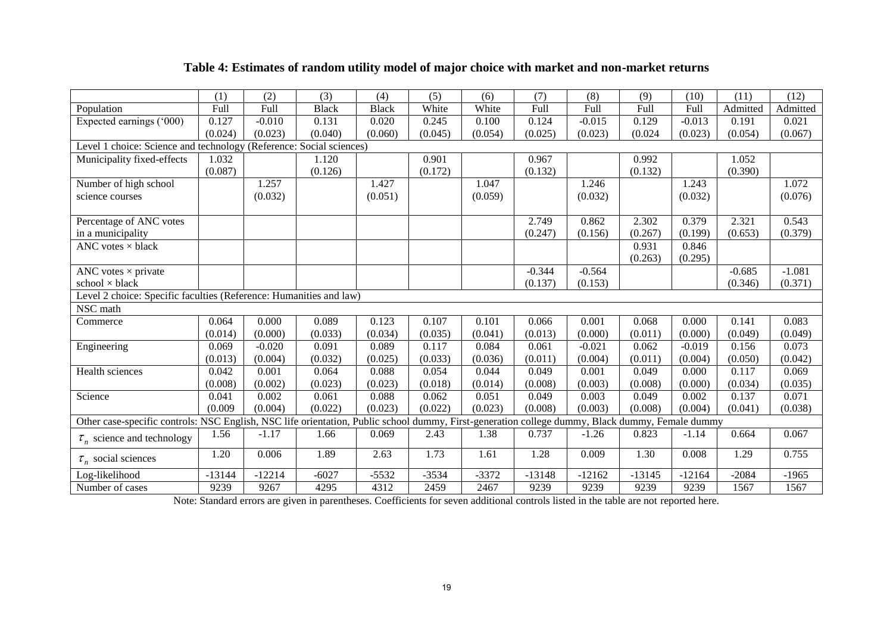**Table 4: Estimates of random utility model of major choice with market and non-market returns**

| | (1) | (2) | (3) | (4) | (5) | (6) | (7) | (8) | (9) | (10) | (11) | (12) |
|---|---|---|---|---|---|---|---|---|---|---|---|---|
| Population | Full | Full | Black | Black | White | White | Full | Full | Full | Full | Admitted | Admitted |
| Expected earnings ('000) | 0.127 | -0.010 | 0.131 | 0.020 | 0.245 | 0.100 | 0.124 | -0.015 | 0.129 | -0.013 | 0.191 | 0.021 |
| | (0.024) | (0.023) | (0.040) | (0.060) | (0.045) | (0.054) | (0.025) | (0.023) | (0.024 | (0.023) | (0.054) | (0.067) |
| Level 1 choice: Science and technology (Reference: Social sciences) | | | | | | | | | | | | |
| Municipality fixed-effects | 1.032 | | 1.120 | | 0.901 | | 0.967 | | 0.992 | | 1.052 | |
| | (0.087) | | (0.126) | | (0.172) | | (0.132) | | (0.132) | | (0.390) | |
| Number of high school science courses | | 1.257 | | 1.427 | | 1.047 | | 1.246 | | 1.243 | | 1.072 |
| | | (0.032) | | (0.051) | | (0.059) | | (0.032) | | (0.032) | | (0.076) |
| Percentage of ANC votes in a municipality | | | | | | | 2.749 | 0.862 | 2.302 | 0.379 | 2.321 | 0.543 |
| | | | | | | | (0.247) | (0.156) | (0.267) | (0.199) | (0.653) | (0.379) |
| ANC votes × black | | | | | | | | | 0.931 | 0.846 | | |
| | | | | | | | | | (0.263) | (0.295) | | |
| ANC votes × private school × black | | | | | | | -0.344 | -0.564 | | | -0.685 | -1.081 |
| | | | | | | | (0.137) | (0.153) | | | (0.346) | (0.371) |
| Level 2 choice: Specific faculties (Reference: Humanities and law) | | | | | | | | | | | | |
| NSC math | | | | | | | | | | | | |
| Commerce | 0.064 | 0.000 | 0.089 | 0.123 | 0.107 | 0.101 | 0.066 | 0.001 | 0.068 | 0.000 | 0.141 | 0.083 |
| | (0.014) | (0.000) | (0.033) | (0.034) | (0.035) | (0.041) | (0.013) | (0.000) | (0.011) | (0.000) | (0.049) | (0.049) |
| Engineering | 0.069 | -0.020 | 0.091 | 0.089 | 0.117 | 0.084 | 0.061 | -0.021 | 0.062 | -0.019 | 0.156 | 0.073 |
| | (0.013) | (0.004) | (0.032) | (0.025) | (0.033) | (0.036) | (0.011) | (0.004) | (0.011) | (0.004) | (0.050) | (0.042) |
| Health sciences | 0.042 | 0.001 | 0.064 | 0.088 | 0.054 | 0.044 | 0.049 | 0.001 | 0.049 | 0.000 | 0.117 | 0.069 |
| | (0.008) | (0.002) | (0.023) | (0.023) | (0.018) | (0.014) | (0.008) | (0.003) | (0.008) | (0.000) | (0.034) | (0.035) |
| Science | 0.041 | 0.002 | 0.061 | 0.088 | 0.062 | 0.051 | 0.049 | 0.003 | 0.049 | 0.002 | 0.137 | 0.071 |
| | (0.009 | (0.004) | (0.022) | (0.023) | (0.022) | (0.023) | (0.008) | (0.003) | (0.008) | (0.004) | (0.041) | (0.038) |
| Other case-specific controls: NSC English, NSC life orientation, Public school dummy, First-generation college dummy, Black dummy, Female dummy | | | | | | | | | | | | |
| $\tau_n$ science and technology | 1.56 | -1.17 | 1.66 | 0.069 | 2.43 | 1.38 | 0.737 | -1.26 | 0.823 | -1.14 | 0.664 | 0.067 |
| $\tau_n$ social sciences | 1.20 | 0.006 | 1.89 | 2.63 | 1.73 | 1.61 | 1.28 | 0.009 | 1.30 | 0.008 | 1.29 | 0.755 |
| Log-likelihood | -13144 | -12214 | -6027 | -5532 | -3534 | -3372 | -13148 | -12162 | -13145 | -12164 | -2084 | -1965 |
| Number of cases | 9239 | 9267 | 4295 | 4312 | 2459 | 2467 | 9239 | 9239 | 9239 | 9239 | 1567 | 1567 |

Note: Standard errors are given in parentheses. Coefficients for seven additional controls listed in the table are not reported here.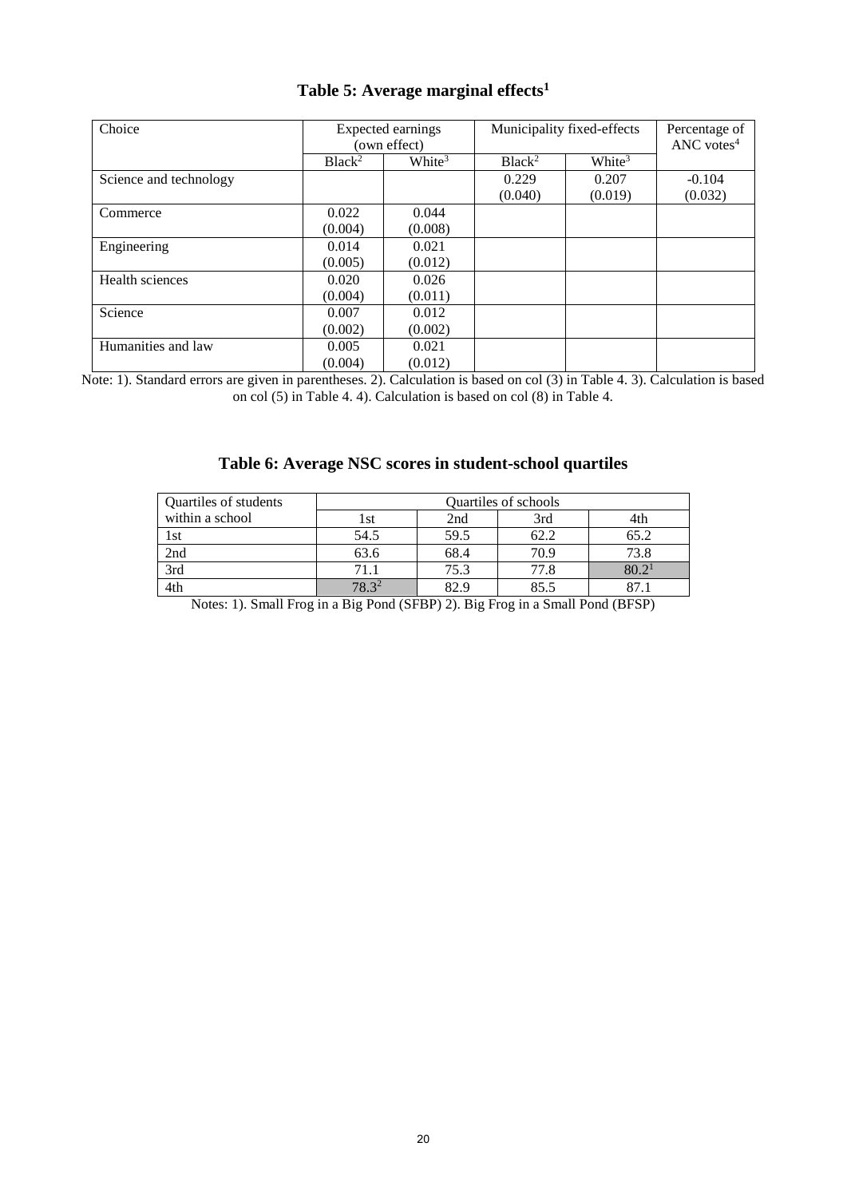**Table 5: Average marginal effects[1]**

| Choice | Expected earnings (own effect) | | Municipality fixed-effects | | Percentage of ANC votes[4] |
|---|---|---|---|---|---|
| | Black[2] | White[3] | Black[2] | White[3] | |
| Science and technology | | | 0.229<br>(0.040) | 0.207<br>(0.019) | -0.104<br>(0.032) |
| Commerce | 0.022<br>(0.004) | 0.044<br>(0.008) | | | |
| Engineering | 0.014<br>(0.005) | 0.021<br>(0.012) | | | |
| Health sciences | 0.020<br>(0.004) | 0.026<br>(0.011) | | | |
| Science | 0.007<br>(0.002) | 0.012<br>(0.002) | | | |
| Humanities and law | 0.005<br>(0.004) | 0.021<br>(0.012) | | | |

Note: 1). Standard errors are given in parentheses. 2). Calculation is based on col (3) in Table 4. 3). Calculation is based on col (5) in Table 4. 4). Calculation is based on col (8) in Table 4.

**Table 6: Average NSC scores in student-school quartiles**

| Quartiles of students within a school | Quartiles of schools | | | |
|---|---|---|---|---|
| | 1st | 2nd | 3rd | 4th |
| 1st | 54.5 | 59.5 | 62.2 | 65.2 |
| 2nd | 63.6 | 68.4 | 70.9 | 73.8 |
| 3rd | 71.1 | 75.3 | 77.8 | 80.2[1] |
| 4th | 78.3[2] | 82.9 | 85.5 | 87.1 |

Notes: 1). Small Frog in a Big Pond (SFBP) 2). Big Frog in a Small Pond (BFSP)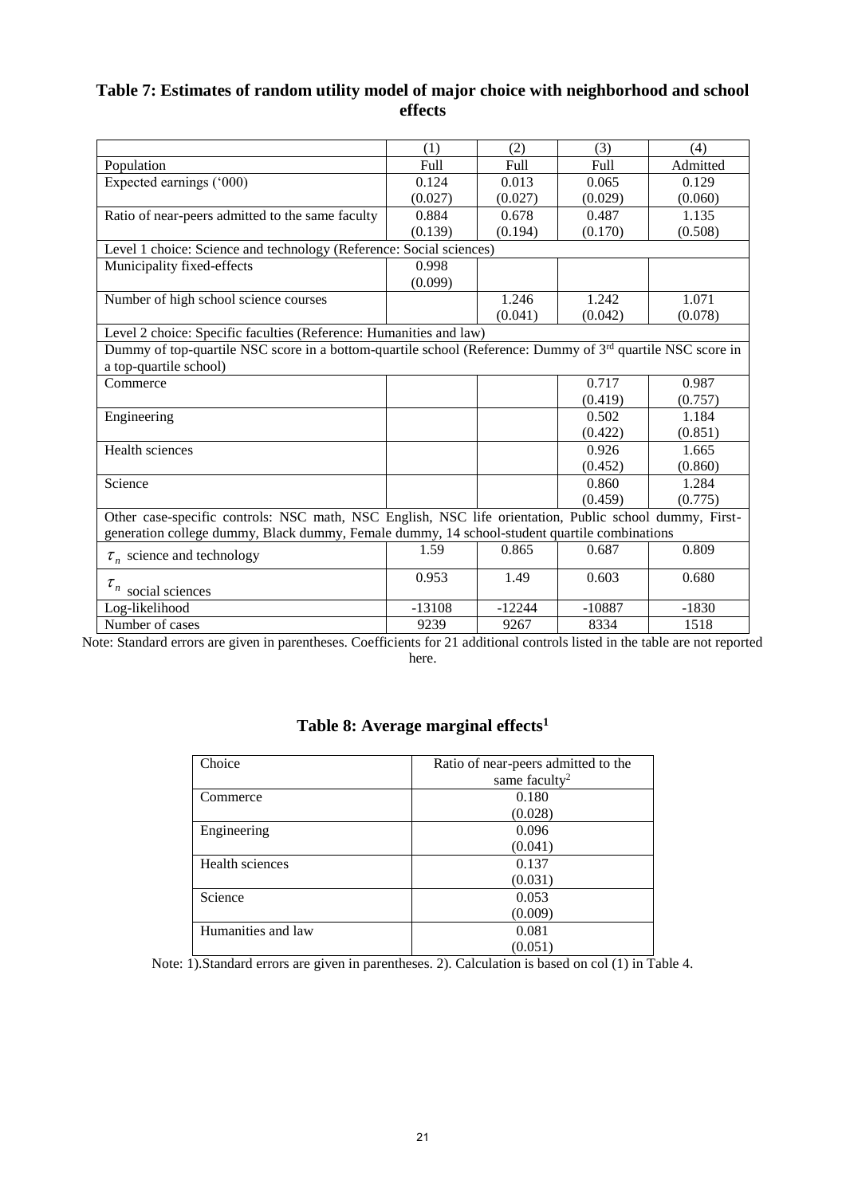## Table 7: Estimates of random utility model of major choice with neighborhood and school effects

| | (1) | (2) | (3) | (4) |
|---|---|---|---|---|
| Population | Full | Full | Full | Admitted |
| Expected earnings ('000) | 0.124 | 0.013 | 0.065 | 0.129 |
| | (0.027) | (0.027) | (0.029) | (0.060) |
| Ratio of near-peers admitted to the same faculty | 0.884 | 0.678 | 0.487 | 1.135 |
| | (0.139) | (0.194) | (0.170) | (0.508) |
| Level 1 choice: Science and technology (Reference: Social sciences) | | | | |
| Municipality fixed-effects | 0.998 | | | |
| | (0.099) | | | |
| Number of high school science courses | | 1.246 | 1.242 | 1.071 |
| | | (0.041) | (0.042) | (0.078) |
| Level 2 choice: Specific faculties (Reference: Humanities and law) | | | | |
| Dummy of top-quartile NSC score in a bottom-quartile school (Reference: Dummy of 3rd quartile NSC score in a top-quartile school) | | | | |
| Commerce | | | 0.717 | 0.987 |
| | | | (0.419) | (0.757) |
| Engineering | | | 0.502 | 1.184 |
| | | | (0.422) | (0.851) |
| Health sciences | | | 0.926 | 1.665 |
| | | | (0.452) | (0.860) |
| Science | | | 0.860 | 1.284 |
| | | | (0.459) | (0.775) |
| Other case-specific controls: NSC math, NSC English, NSC life orientation, Public school dummy, First-generation college dummy, Black dummy, Female dummy, 14 school-student quartile combinations | | | | |
| $\tau_n$ science and technology | 1.59 | 0.865 | 0.687 | 0.809 |
| $\tau_n$ social sciences | 0.953 | 1.49 | 0.603 | 0.680 |
| Log-likelihood | -13108 | -12244 | -10887 | -1830 |
| Number of cases | 9239 | 9267 | 8334 | 1518 |

Note: Standard errors are given in parentheses. Coefficients for 21 additional controls listed in the table are not reported here.

## Table 8: Average marginal effects[1]

| Choice | Ratio of near-peers admitted to the same faculty[2] |
|---|---|
| Commerce | 0.180 |
| | (0.028) |
| Engineering | 0.096 |
| | (0.041) |
| Health sciences | 0.137 |
| | (0.031) |
| Science | 0.053 |
| | (0.009) |
| Humanities and law | 0.081 |
| | (0.051) |

Note: 1).Standard errors are given in parentheses. 2). Calculation is based on col (1) in Table 4.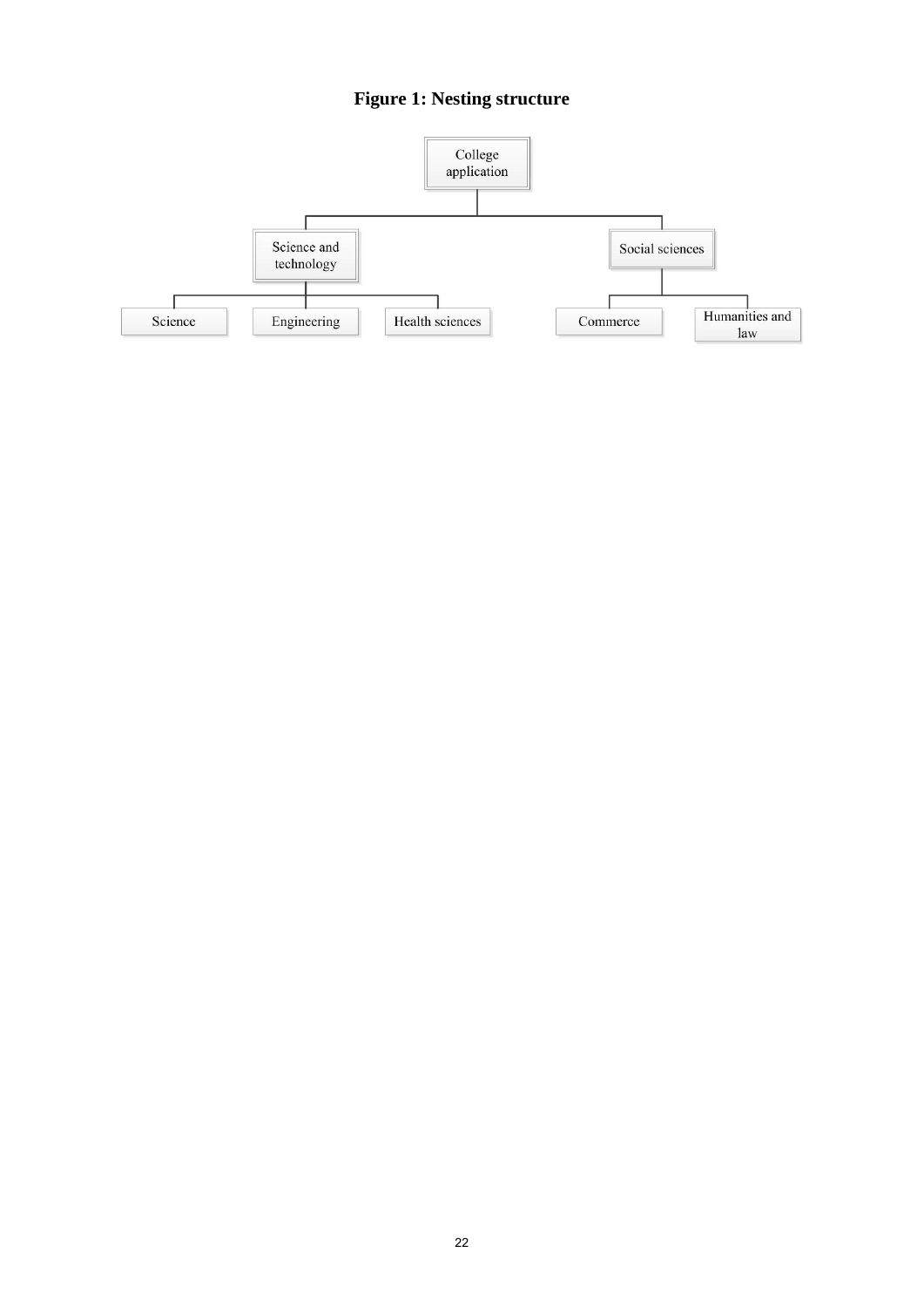**Figure 1: Nesting structure**

College application

Science and technology

Social sciences

Science

Engineering

Health sciences

Commerce

Humanities and law